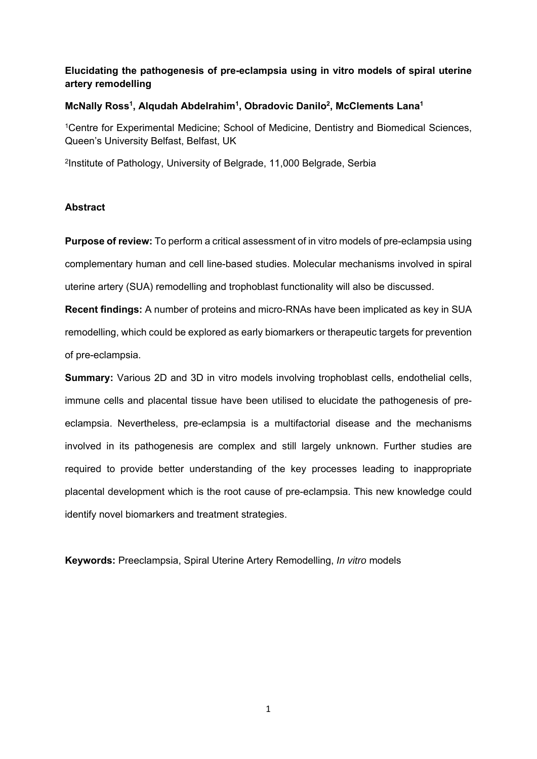# Elucidating the pathogenesis of pre-eclampsia using in vitro models of spiral uterine artery remodelling

**McNally Ross[1], Alqudah Abdelrahim[1], Obradovic Danilo[2], McClements Lana[1]**

[1]Centre for Experimental Medicine; School of Medicine, Dentistry and Biomedical Sciences, Queen's University Belfast, Belfast, UK

[2]Institute of Pathology, University of Belgrade, 11,000 Belgrade, Serbia

## Abstract

**Purpose of review:** To perform a critical assessment of in vitro models of pre-eclampsia using complementary human and cell line-based studies. Molecular mechanisms involved in spiral uterine artery (SUA) remodelling and trophoblast functionality will also be discussed.

**Recent findings:** A number of proteins and micro-RNAs have been implicated as key in SUA remodelling, which could be explored as early biomarkers or therapeutic targets for prevention of pre-eclampsia.

**Summary:** Various 2D and 3D in vitro models involving trophoblast cells, endothelial cells, immune cells and placental tissue have been utilised to elucidate the pathogenesis of pre-eclampsia. Nevertheless, pre-eclampsia is a multifactorial disease and the mechanisms involved in its pathogenesis are complex and still largely unknown. Further studies are required to provide better understanding of the key processes leading to inappropriate placental development which is the root cause of pre-eclampsia. This new knowledge could identify novel biomarkers and treatment strategies.

**Keywords:** Preeclampsia, Spiral Uterine Artery Remodelling, *In vitro* models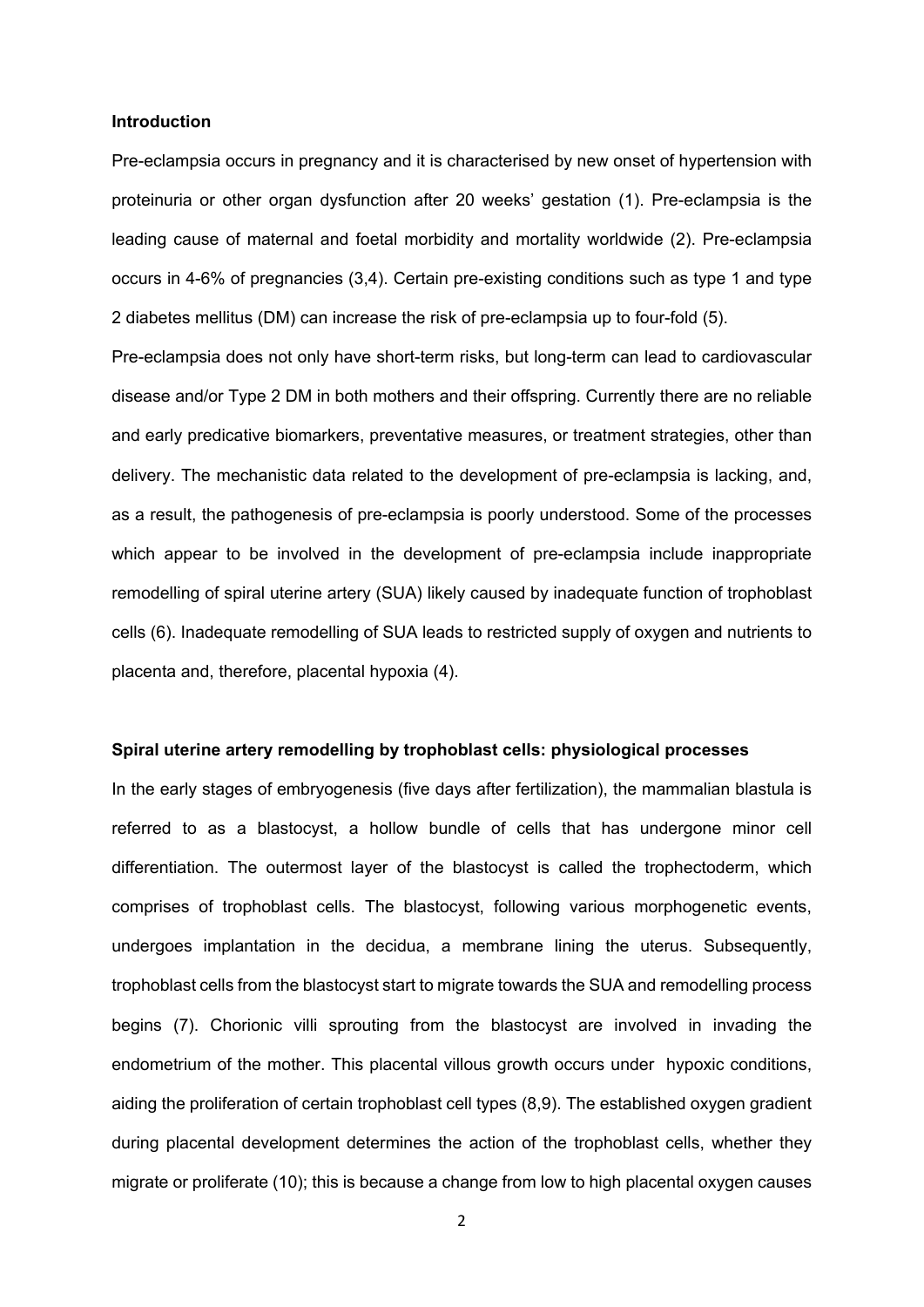## Introduction

Pre-eclampsia occurs in pregnancy and it is characterised by new onset of hypertension with proteinuria or other organ dysfunction after 20 weeks' gestation (1). Pre-eclampsia is the leading cause of maternal and foetal morbidity and mortality worldwide (2). Pre-eclampsia occurs in 4-6% of pregnancies (3,4). Certain pre-existing conditions such as type 1 and type 2 diabetes mellitus (DM) can increase the risk of pre-eclampsia up to four-fold (5).

Pre-eclampsia does not only have short-term risks, but long-term can lead to cardiovascular disease and/or Type 2 DM in both mothers and their offspring. Currently there are no reliable and early predicative biomarkers, preventative measures, or treatment strategies, other than delivery. The mechanistic data related to the development of pre-eclampsia is lacking, and, as a result, the pathogenesis of pre-eclampsia is poorly understood. Some of the processes which appear to be involved in the development of pre-eclampsia include inappropriate remodelling of spiral uterine artery (SUA) likely caused by inadequate function of trophoblast cells (6). Inadequate remodelling of SUA leads to restricted supply of oxygen and nutrients to placenta and, therefore, placental hypoxia (4).

## Spiral uterine artery remodelling by trophoblast cells: physiological processes

In the early stages of embryogenesis (five days after fertilization), the mammalian blastula is referred to as a blastocyst, a hollow bundle of cells that has undergone minor cell differentiation. The outermost layer of the blastocyst is called the trophectoderm, which comprises of trophoblast cells. The blastocyst, following various morphogenetic events, undergoes implantation in the decidua, a membrane lining the uterus. Subsequently, trophoblast cells from the blastocyst start to migrate towards the SUA and remodelling process begins (7). Chorionic villi sprouting from the blastocyst are involved in invading the endometrium of the mother. This placental villous growth occurs under hypoxic conditions, aiding the proliferation of certain trophoblast cell types (8,9). The established oxygen gradient during placental development determines the action of the trophoblast cells, whether they migrate or proliferate (10); this is because a change from low to high placental oxygen causes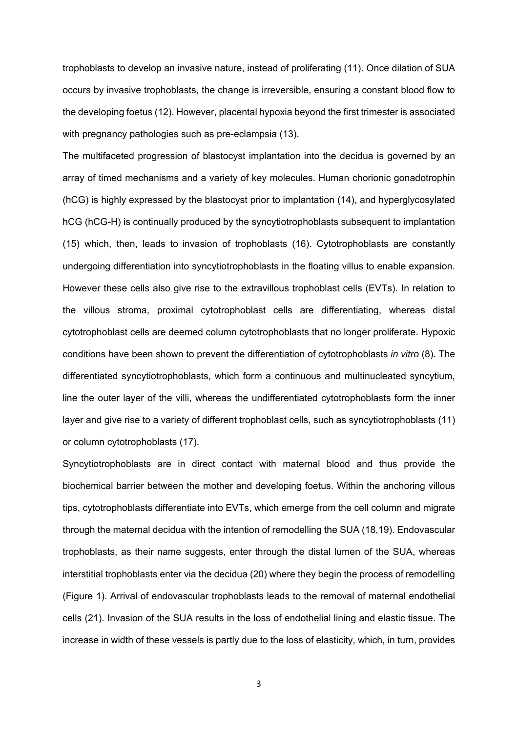trophoblasts to develop an invasive nature, instead of proliferating (11). Once dilation of SUA occurs by invasive trophoblasts, the change is irreversible, ensuring a constant blood flow to the developing foetus (12). However, placental hypoxia beyond the first trimester is associated with pregnancy pathologies such as pre-eclampsia (13).

The multifaceted progression of blastocyst implantation into the decidua is governed by an array of timed mechanisms and a variety of key molecules. Human chorionic gonadotrophin (hCG) is highly expressed by the blastocyst prior to implantation (14), and hyperglycosylated hCG (hCG-H) is continually produced by the syncytiotrophoblasts subsequent to implantation (15) which, then, leads to invasion of trophoblasts (16). Cytotrophoblasts are constantly undergoing differentiation into syncytiotrophoblasts in the floating villus to enable expansion. However these cells also give rise to the extravillous trophoblast cells (EVTs). In relation to the villous stroma, proximal cytotrophoblast cells are differentiating, whereas distal cytotrophoblast cells are deemed column cytotrophoblasts that no longer proliferate. Hypoxic conditions have been shown to prevent the differentiation of cytotrophoblasts *in vitro* (8). The differentiated syncytiotrophoblasts, which form a continuous and multinucleated syncytium, line the outer layer of the villi, whereas the undifferentiated cytotrophoblasts form the inner layer and give rise to a variety of different trophoblast cells, such as syncytiotrophoblasts (11) or column cytotrophoblasts (17).

Syncytiotrophoblasts are in direct contact with maternal blood and thus provide the biochemical barrier between the mother and developing foetus. Within the anchoring villous tips, cytotrophoblasts differentiate into EVTs, which emerge from the cell column and migrate through the maternal decidua with the intention of remodelling the SUA (18,19). Endovascular trophoblasts, as their name suggests, enter through the distal lumen of the SUA, whereas interstitial trophoblasts enter via the decidua (20) where they begin the process of remodelling (Figure 1). Arrival of endovascular trophoblasts leads to the removal of maternal endothelial cells (21). Invasion of the SUA results in the loss of endothelial lining and elastic tissue. The increase in width of these vessels is partly due to the loss of elasticity, which, in turn, provides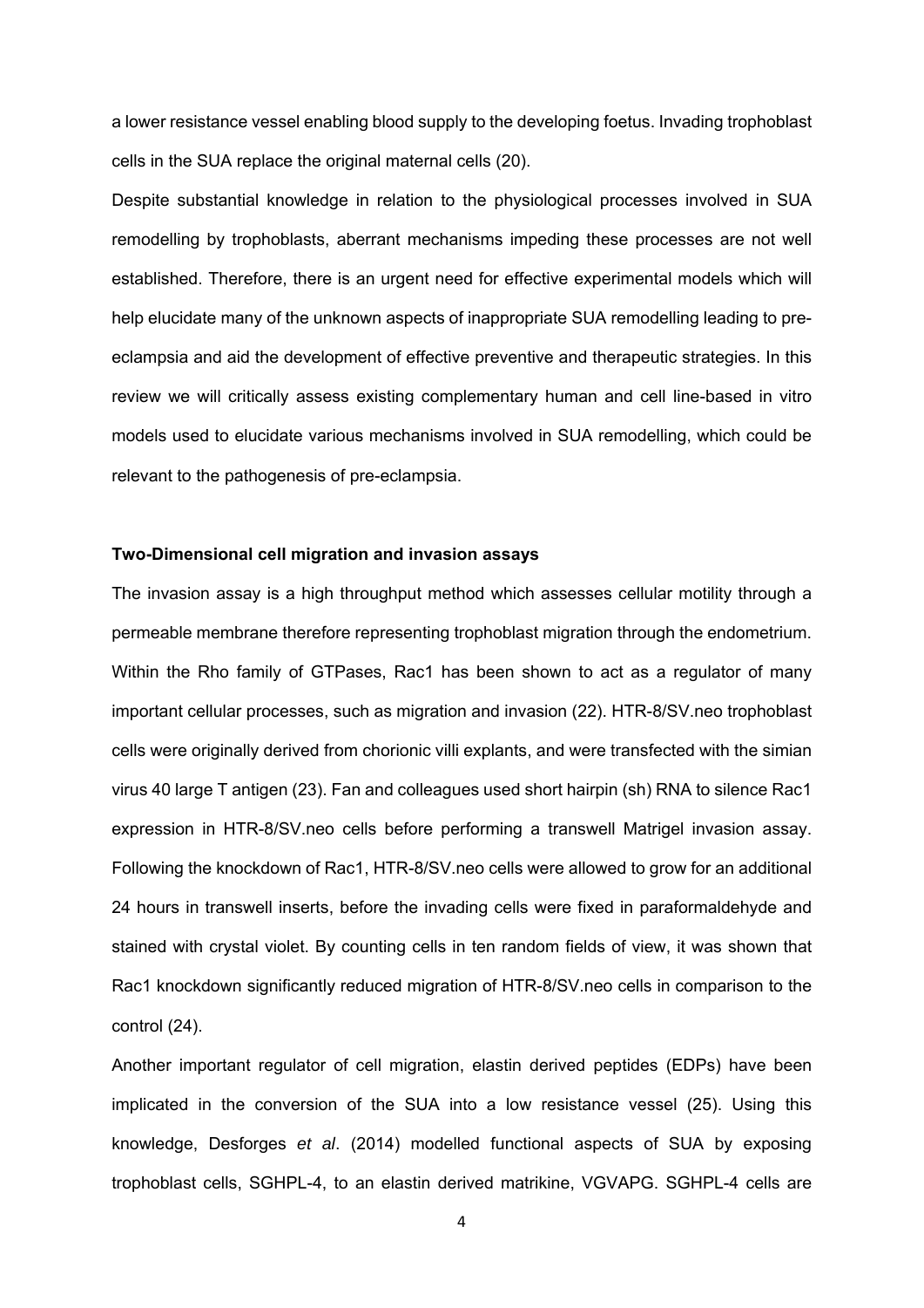a lower resistance vessel enabling blood supply to the developing foetus. Invading trophoblast cells in the SUA replace the original maternal cells (20).

Despite substantial knowledge in relation to the physiological processes involved in SUA remodelling by trophoblasts, aberrant mechanisms impeding these processes are not well established. Therefore, there is an urgent need for effective experimental models which will help elucidate many of the unknown aspects of inappropriate SUA remodelling leading to pre-eclampsia and aid the development of effective preventive and therapeutic strategies. In this review we will critically assess existing complementary human and cell line-based in vitro models used to elucidate various mechanisms involved in SUA remodelling, which could be relevant to the pathogenesis of pre-eclampsia.

**Two-Dimensional cell migration and invasion assays**

The invasion assay is a high throughput method which assesses cellular motility through a permeable membrane therefore representing trophoblast migration through the endometrium. Within the Rho family of GTPases, Rac1 has been shown to act as a regulator of many important cellular processes, such as migration and invasion (22). HTR-8/SV.neo trophoblast cells were originally derived from chorionic villi explants, and were transfected with the simian virus 40 large T antigen (23). Fan and colleagues used short hairpin (sh) RNA to silence Rac1 expression in HTR-8/SV.neo cells before performing a transwell Matrigel invasion assay. Following the knockdown of Rac1, HTR-8/SV.neo cells were allowed to grow for an additional 24 hours in transwell inserts, before the invading cells were fixed in paraformaldehyde and stained with crystal violet. By counting cells in ten random fields of view, it was shown that Rac1 knockdown significantly reduced migration of HTR-8/SV.neo cells in comparison to the control (24).

Another important regulator of cell migration, elastin derived peptides (EDPs) have been implicated in the conversion of the SUA into a low resistance vessel (25). Using this knowledge, Desforges *et al*. (2014) modelled functional aspects of SUA by exposing trophoblast cells, SGHPL-4, to an elastin derived matrikine, VGVAPG. SGHPL-4 cells are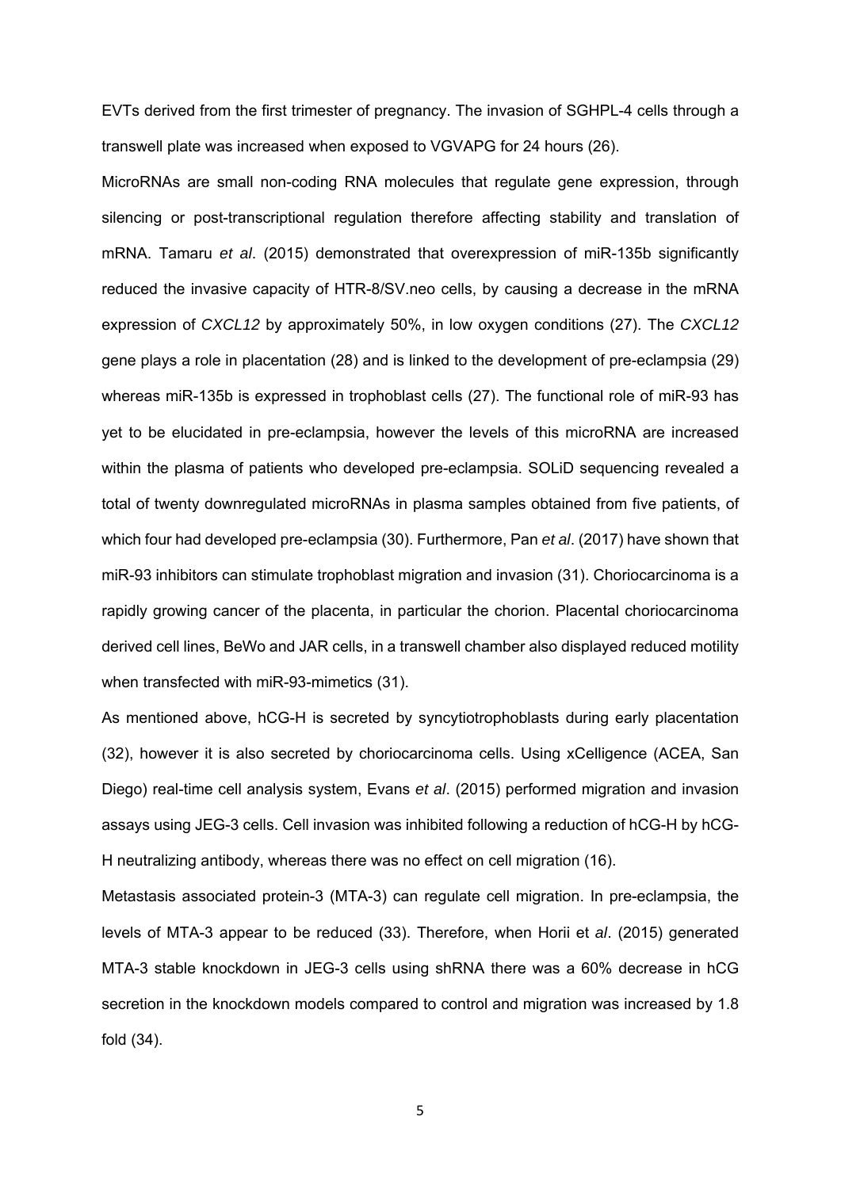EVTs derived from the first trimester of pregnancy. The invasion of SGHPL-4 cells through a transwell plate was increased when exposed to VGVAPG for 24 hours (26).

MicroRNAs are small non-coding RNA molecules that regulate gene expression, through silencing or post-transcriptional regulation therefore affecting stability and translation of mRNA. Tamaru *et al*. (2015) demonstrated that overexpression of miR-135b significantly reduced the invasive capacity of HTR-8/SV.neo cells, by causing a decrease in the mRNA expression of *CXCL12* by approximately 50%, in low oxygen conditions (27). The *CXCL12* gene plays a role in placentation (28) and is linked to the development of pre-eclampsia (29) whereas miR-135b is expressed in trophoblast cells (27). The functional role of miR-93 has yet to be elucidated in pre-eclampsia, however the levels of this microRNA are increased within the plasma of patients who developed pre-eclampsia. SOLiD sequencing revealed a total of twenty downregulated microRNAs in plasma samples obtained from five patients, of which four had developed pre-eclampsia (30). Furthermore, Pan *et al*. (2017) have shown that miR-93 inhibitors can stimulate trophoblast migration and invasion (31). Choriocarcinoma is a rapidly growing cancer of the placenta, in particular the chorion. Placental choriocarcinoma derived cell lines, BeWo and JAR cells, in a transwell chamber also displayed reduced motility when transfected with miR-93-mimetics (31).

As mentioned above, hCG-H is secreted by syncytiotrophoblasts during early placentation (32), however it is also secreted by choriocarcinoma cells. Using xCelligence (ACEA, San Diego) real-time cell analysis system, Evans *et al*. (2015) performed migration and invasion assays using JEG-3 cells. Cell invasion was inhibited following a reduction of hCG-H by hCG-H neutralizing antibody, whereas there was no effect on cell migration (16).

Metastasis associated protein-3 (MTA-3) can regulate cell migration. In pre-eclampsia, the levels of MTA-3 appear to be reduced (33). Therefore, when Horii et *al*. (2015) generated MTA-3 stable knockdown in JEG-3 cells using shRNA there was a 60% decrease in hCG secretion in the knockdown models compared to control and migration was increased by 1.8 fold (34).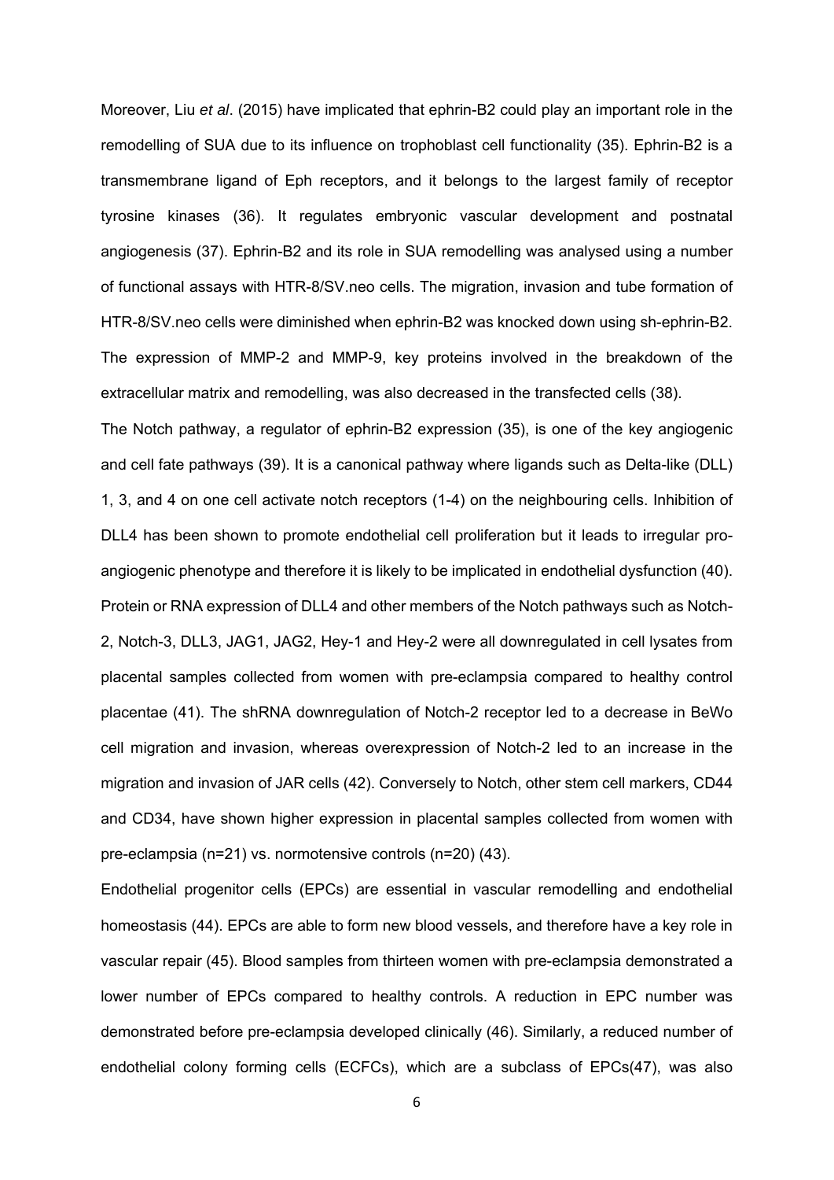Moreover, Liu *et al*. (2015) have implicated that ephrin-B2 could play an important role in the remodelling of SUA due to its influence on trophoblast cell functionality (35). Ephrin-B2 is a transmembrane ligand of Eph receptors, and it belongs to the largest family of receptor tyrosine kinases (36). It regulates embryonic vascular development and postnatal angiogenesis (37). Ephrin-B2 and its role in SUA remodelling was analysed using a number of functional assays with HTR-8/SV.neo cells. The migration, invasion and tube formation of HTR-8/SV.neo cells were diminished when ephrin-B2 was knocked down using sh-ephrin-B2. The expression of MMP-2 and MMP-9, key proteins involved in the breakdown of the extracellular matrix and remodelling, was also decreased in the transfected cells (38).

The Notch pathway, a regulator of ephrin-B2 expression (35), is one of the key angiogenic and cell fate pathways (39). It is a canonical pathway where ligands such as Delta-like (DLL) 1, 3, and 4 on one cell activate notch receptors (1-4) on the neighbouring cells. Inhibition of DLL4 has been shown to promote endothelial cell proliferation but it leads to irregular pro-angiogenic phenotype and therefore it is likely to be implicated in endothelial dysfunction (40). Protein or RNA expression of DLL4 and other members of the Notch pathways such as Notch-2, Notch-3, DLL3, JAG1, JAG2, Hey-1 and Hey-2 were all downregulated in cell lysates from placental samples collected from women with pre-eclampsia compared to healthy control placentae (41). The shRNA downregulation of Notch-2 receptor led to a decrease in BeWo cell migration and invasion, whereas overexpression of Notch-2 led to an increase in the migration and invasion of JAR cells (42). Conversely to Notch, other stem cell markers, CD44 and CD34, have shown higher expression in placental samples collected from women with pre-eclampsia (n=21) vs. normotensive controls (n=20) (43).

Endothelial progenitor cells (EPCs) are essential in vascular remodelling and endothelial homeostasis (44). EPCs are able to form new blood vessels, and therefore have a key role in vascular repair (45). Blood samples from thirteen women with pre-eclampsia demonstrated a lower number of EPCs compared to healthy controls. A reduction in EPC number was demonstrated before pre-eclampsia developed clinically (46). Similarly, a reduced number of endothelial colony forming cells (ECFCs), which are a subclass of EPCs(47), was also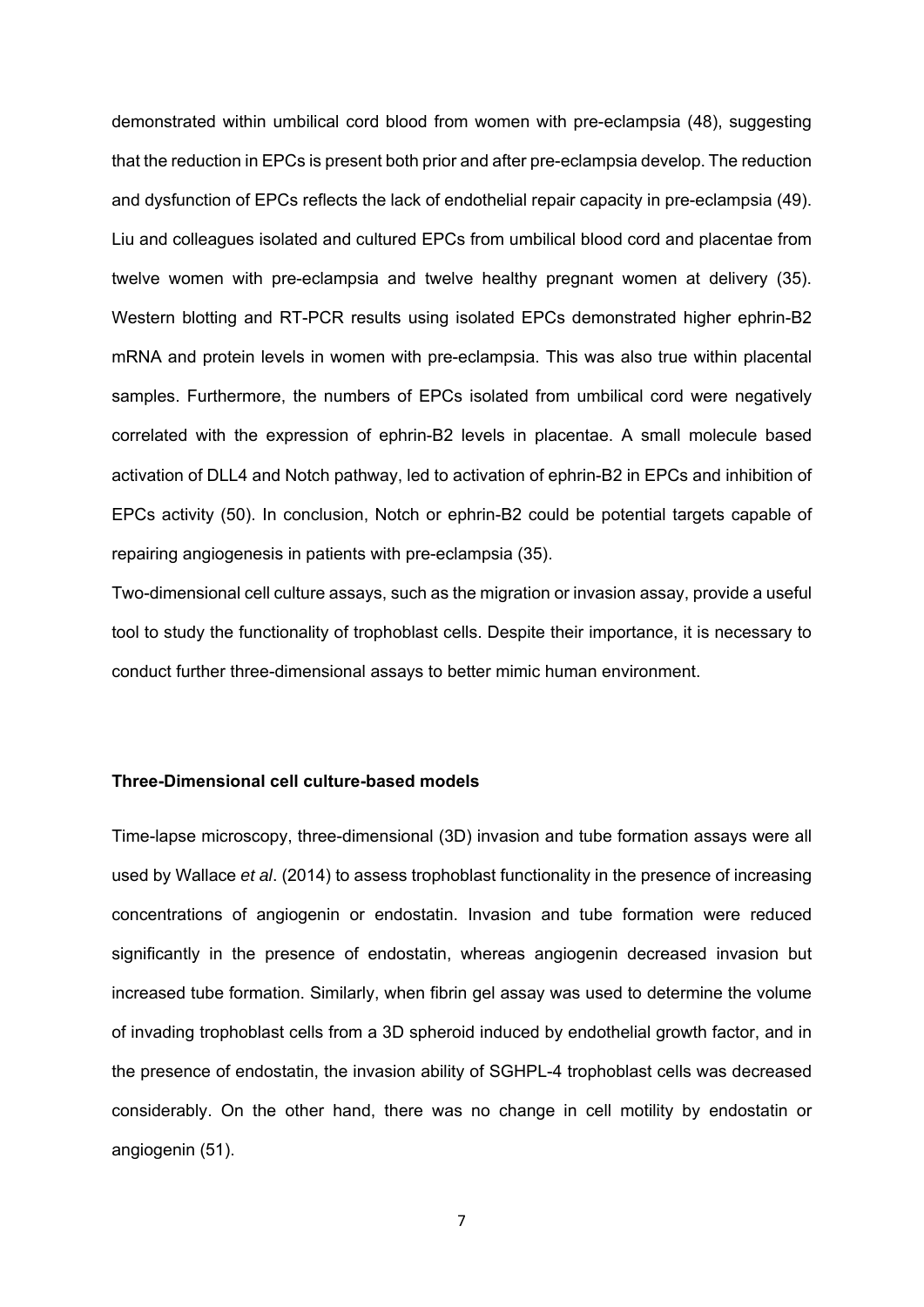demonstrated within umbilical cord blood from women with pre-eclampsia (48), suggesting that the reduction in EPCs is present both prior and after pre-eclampsia develop. The reduction and dysfunction of EPCs reflects the lack of endothelial repair capacity in pre-eclampsia (49). Liu and colleagues isolated and cultured EPCs from umbilical blood cord and placentae from twelve women with pre-eclampsia and twelve healthy pregnant women at delivery (35). Western blotting and RT-PCR results using isolated EPCs demonstrated higher ephrin-B2 mRNA and protein levels in women with pre-eclampsia. This was also true within placental samples. Furthermore, the numbers of EPCs isolated from umbilical cord were negatively correlated with the expression of ephrin-B2 levels in placentae. A small molecule based activation of DLL4 and Notch pathway, led to activation of ephrin-B2 in EPCs and inhibition of EPCs activity (50). In conclusion, Notch or ephrin-B2 could be potential targets capable of repairing angiogenesis in patients with pre-eclampsia (35).

Two-dimensional cell culture assays, such as the migration or invasion assay, provide a useful tool to study the functionality of trophoblast cells. Despite their importance, it is necessary to conduct further three-dimensional assays to better mimic human environment.

**Three-Dimensional cell culture-based models**

Time-lapse microscopy, three-dimensional (3D) invasion and tube formation assays were all used by Wallace *et al*. (2014) to assess trophoblast functionality in the presence of increasing concentrations of angiogenin or endostatin. Invasion and tube formation were reduced significantly in the presence of endostatin, whereas angiogenin decreased invasion but increased tube formation. Similarly, when fibrin gel assay was used to determine the volume of invading trophoblast cells from a 3D spheroid induced by endothelial growth factor, and in the presence of endostatin, the invasion ability of SGHPL-4 trophoblast cells was decreased considerably. On the other hand, there was no change in cell motility by endostatin or angiogenin (51).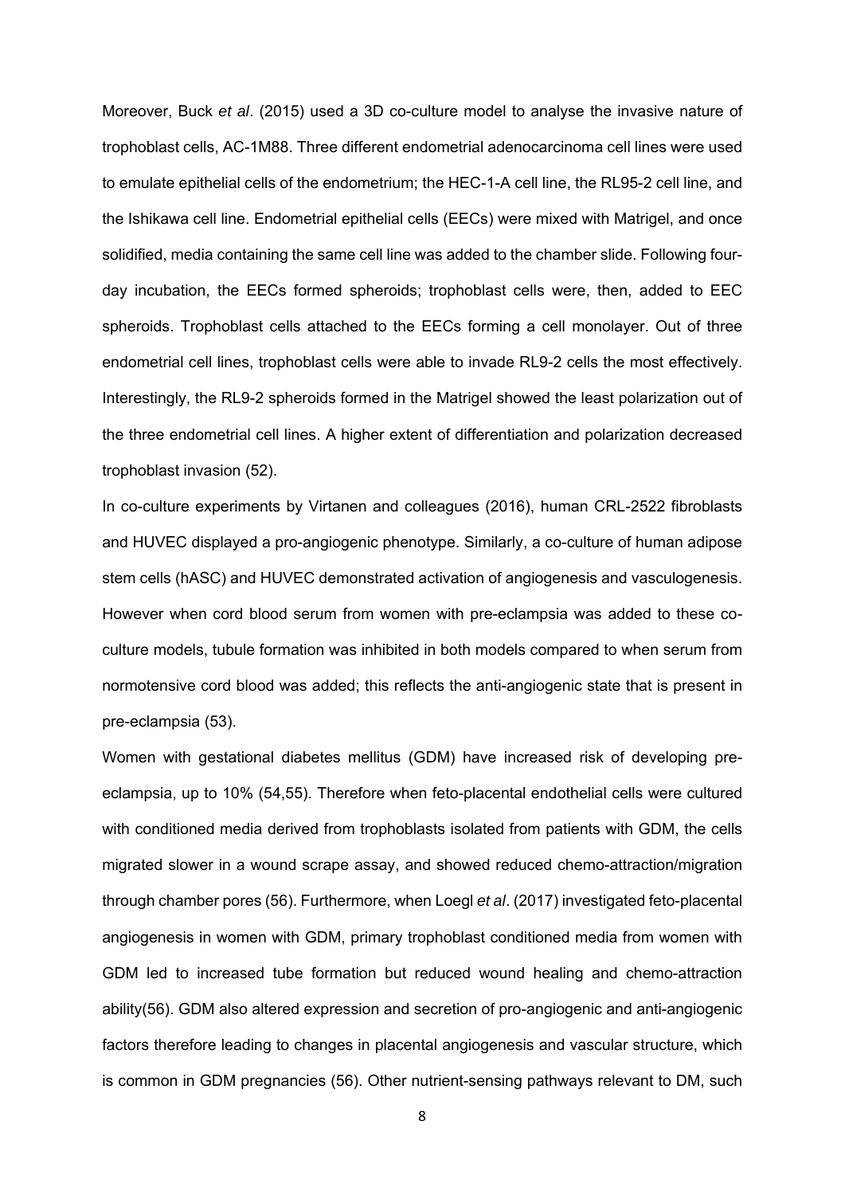Moreover, Buck *et al*. (2015) used a 3D co-culture model to analyse the invasive nature of trophoblast cells, AC-1M88. Three different endometrial adenocarcinoma cell lines were used to emulate epithelial cells of the endometrium; the HEC-1-A cell line, the RL95-2 cell line, and the Ishikawa cell line. Endometrial epithelial cells (EECs) were mixed with Matrigel, and once solidified, media containing the same cell line was added to the chamber slide. Following four-day incubation, the EECs formed spheroids; trophoblast cells were, then, added to EEC spheroids. Trophoblast cells attached to the EECs forming a cell monolayer. Out of three endometrial cell lines, trophoblast cells were able to invade RL9-2 cells the most effectively. Interestingly, the RL9-2 spheroids formed in the Matrigel showed the least polarization out of the three endometrial cell lines. A higher extent of differentiation and polarization decreased trophoblast invasion (52).

In co-culture experiments by Virtanen and colleagues (2016), human CRL-2522 fibroblasts and HUVEC displayed a pro-angiogenic phenotype. Similarly, a co-culture of human adipose stem cells (hASC) and HUVEC demonstrated activation of angiogenesis and vasculogenesis. However when cord blood serum from women with pre-eclampsia was added to these co-culture models, tubule formation was inhibited in both models compared to when serum from normotensive cord blood was added; this reflects the anti-angiogenic state that is present in pre-eclampsia (53).

Women with gestational diabetes mellitus (GDM) have increased risk of developing pre-eclampsia, up to 10% (54,55). Therefore when feto-placental endothelial cells were cultured with conditioned media derived from trophoblasts isolated from patients with GDM, the cells migrated slower in a wound scrape assay, and showed reduced chemo-attraction/migration through chamber pores (56). Furthermore, when Loegl *et al*. (2017) investigated feto-placental angiogenesis in women with GDM, primary trophoblast conditioned media from women with GDM led to increased tube formation but reduced wound healing and chemo-attraction ability(56). GDM also altered expression and secretion of pro-angiogenic and anti-angiogenic factors therefore leading to changes in placental angiogenesis and vascular structure, which is common in GDM pregnancies (56). Other nutrient-sensing pathways relevant to DM, such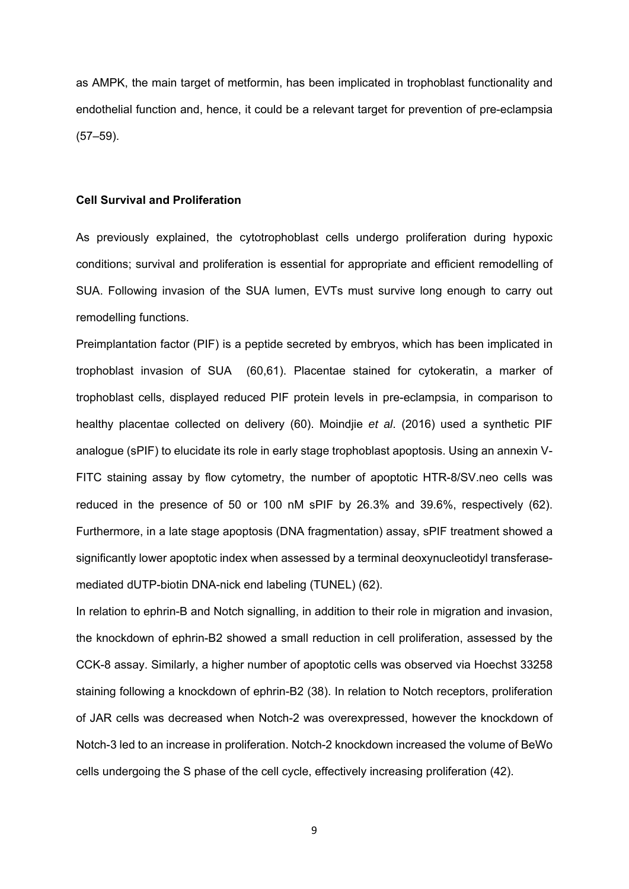as AMPK, the main target of metformin, has been implicated in trophoblast functionality and endothelial function and, hence, it could be a relevant target for prevention of pre-eclampsia (57–59).

### Cell Survival and Proliferation

As previously explained, the cytotrophoblast cells undergo proliferation during hypoxic conditions; survival and proliferation is essential for appropriate and efficient remodelling of SUA. Following invasion of the SUA lumen, EVTs must survive long enough to carry out remodelling functions.

Preimplantation factor (PIF) is a peptide secreted by embryos, which has been implicated in trophoblast invasion of SUA (60,61). Placentae stained for cytokeratin, a marker of trophoblast cells, displayed reduced PIF protein levels in pre-eclampsia, in comparison to healthy placentae collected on delivery (60). Moindjie *et al*. (2016) used a synthetic PIF analogue (sPIF) to elucidate its role in early stage trophoblast apoptosis. Using an annexin V-FITC staining assay by flow cytometry, the number of apoptotic HTR-8/SV.neo cells was reduced in the presence of 50 or 100 nM sPIF by 26.3% and 39.6%, respectively (62). Furthermore, in a late stage apoptosis (DNA fragmentation) assay, sPIF treatment showed a significantly lower apoptotic index when assessed by a terminal deoxynucleotidyl transferase-mediated dUTP-biotin DNA-nick end labeling (TUNEL) (62).

In relation to ephrin-B and Notch signalling, in addition to their role in migration and invasion, the knockdown of ephrin-B2 showed a small reduction in cell proliferation, assessed by the CCK-8 assay. Similarly, a higher number of apoptotic cells was observed via Hoechst 33258 staining following a knockdown of ephrin-B2 (38). In relation to Notch receptors, proliferation of JAR cells was decreased when Notch-2 was overexpressed, however the knockdown of Notch-3 led to an increase in proliferation. Notch-2 knockdown increased the volume of BeWo cells undergoing the S phase of the cell cycle, effectively increasing proliferation (42).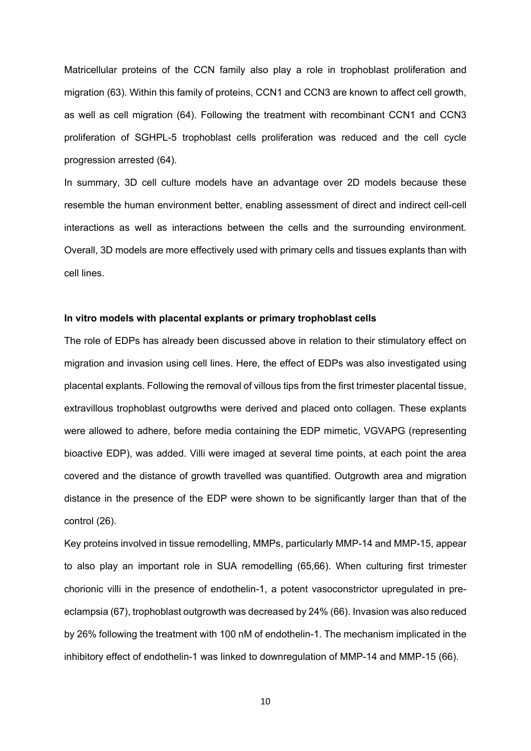Matricellular proteins of the CCN family also play a role in trophoblast proliferation and migration (63). Within this family of proteins, CCN1 and CCN3 are known to affect cell growth, as well as cell migration (64). Following the treatment with recombinant CCN1 and CCN3 proliferation of SGHPL-5 trophoblast cells proliferation was reduced and the cell cycle progression arrested (64).

In summary, 3D cell culture models have an advantage over 2D models because these resemble the human environment better, enabling assessment of direct and indirect cell-cell interactions as well as interactions between the cells and the surrounding environment. Overall, 3D models are more effectively used with primary cells and tissues explants than with cell lines.

**In vitro models with placental explants or primary trophoblast cells**

The role of EDPs has already been discussed above in relation to their stimulatory effect on migration and invasion using cell lines. Here, the effect of EDPs was also investigated using placental explants. Following the removal of villous tips from the first trimester placental tissue, extravillous trophoblast outgrowths were derived and placed onto collagen. These explants were allowed to adhere, before media containing the EDP mimetic, VGVAPG (representing bioactive EDP), was added. Villi were imaged at several time points, at each point the area covered and the distance of growth travelled was quantified. Outgrowth area and migration distance in the presence of the EDP were shown to be significantly larger than that of the control (26).

Key proteins involved in tissue remodelling, MMPs, particularly MMP-14 and MMP-15, appear to also play an important role in SUA remodelling (65,66). When culturing first trimester chorionic villi in the presence of endothelin-1, a potent vasoconstrictor upregulated in pre-eclampsia (67), trophoblast outgrowth was decreased by 24% (66). Invasion was also reduced by 26% following the treatment with 100 nM of endothelin-1. The mechanism implicated in the inhibitory effect of endothelin-1 was linked to downregulation of MMP-14 and MMP-15 (66).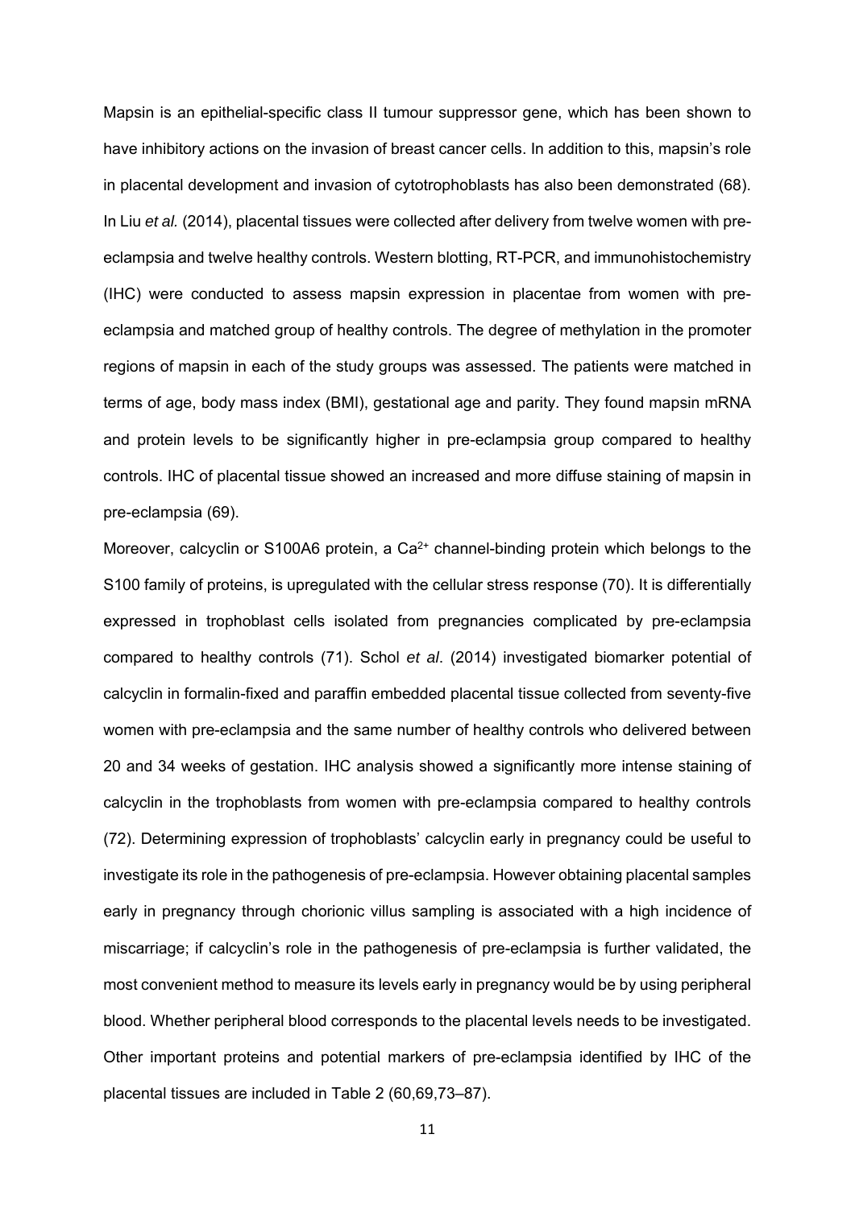Mapsin is an epithelial-specific class II tumour suppressor gene, which has been shown to have inhibitory actions on the invasion of breast cancer cells. In addition to this, mapsin's role in placental development and invasion of cytotrophoblasts has also been demonstrated (68). In Liu *et al.* (2014), placental tissues were collected after delivery from twelve women with pre-eclampsia and twelve healthy controls. Western blotting, RT-PCR, and immunohistochemistry (IHC) were conducted to assess mapsin expression in placentae from women with pre-eclampsia and matched group of healthy controls. The degree of methylation in the promoter regions of mapsin in each of the study groups was assessed. The patients were matched in terms of age, body mass index (BMI), gestational age and parity. They found mapsin mRNA and protein levels to be significantly higher in pre-eclampsia group compared to healthy controls. IHC of placental tissue showed an increased and more diffuse staining of mapsin in pre-eclampsia (69).

Moreover, calcyclin or S100A6 protein, a $Ca^{2+}$ channel-binding protein which belongs to the S100 family of proteins, is upregulated with the cellular stress response (70). It is differentially expressed in trophoblast cells isolated from pregnancies complicated by pre-eclampsia compared to healthy controls (71). Schol *et al*. (2014) investigated biomarker potential of calcyclin in formalin-fixed and paraffin embedded placental tissue collected from seventy-five women with pre-eclampsia and the same number of healthy controls who delivered between 20 and 34 weeks of gestation. IHC analysis showed a significantly more intense staining of calcyclin in the trophoblasts from women with pre-eclampsia compared to healthy controls (72). Determining expression of trophoblasts' calcyclin early in pregnancy could be useful to investigate its role in the pathogenesis of pre-eclampsia. However obtaining placental samples early in pregnancy through chorionic villus sampling is associated with a high incidence of miscarriage; if calcyclin's role in the pathogenesis of pre-eclampsia is further validated, the most convenient method to measure its levels early in pregnancy would be by using peripheral blood. Whether peripheral blood corresponds to the placental levels needs to be investigated. Other important proteins and potential markers of pre-eclampsia identified by IHC of the placental tissues are included in Table 2 (60,69,73–87).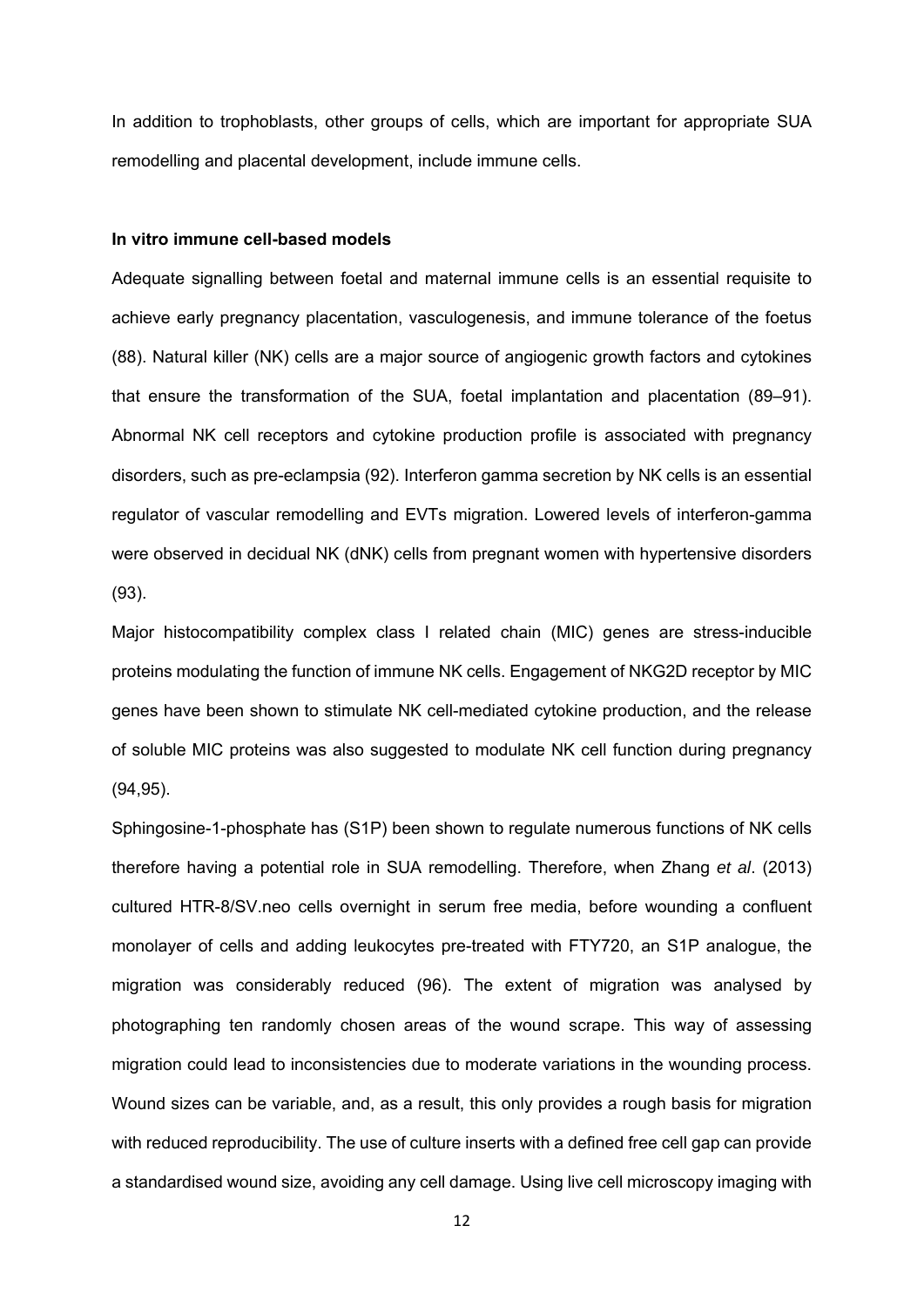In addition to trophoblasts, other groups of cells, which are important for appropriate SUA remodelling and placental development, include immune cells.

**In vitro immune cell-based models**

Adequate signalling between foetal and maternal immune cells is an essential requisite to achieve early pregnancy placentation, vasculogenesis, and immune tolerance of the foetus (88). Natural killer (NK) cells are a major source of angiogenic growth factors and cytokines that ensure the transformation of the SUA, foetal implantation and placentation (89–91). Abnormal NK cell receptors and cytokine production profile is associated with pregnancy disorders, such as pre-eclampsia (92). Interferon gamma secretion by NK cells is an essential regulator of vascular remodelling and EVTs migration. Lowered levels of interferon-gamma were observed in decidual NK (dNK) cells from pregnant women with hypertensive disorders (93).

Major histocompatibility complex class I related chain (MIC) genes are stress-inducible proteins modulating the function of immune NK cells. Engagement of NKG2D receptor by MIC genes have been shown to stimulate NK cell-mediated cytokine production, and the release of soluble MIC proteins was also suggested to modulate NK cell function during pregnancy (94,95).

Sphingosine-1-phosphate has (S1P) been shown to regulate numerous functions of NK cells therefore having a potential role in SUA remodelling. Therefore, when Zhang *et al*. (2013) cultured HTR-8/SV.neo cells overnight in serum free media, before wounding a confluent monolayer of cells and adding leukocytes pre-treated with FTY720, an S1P analogue, the migration was considerably reduced (96). The extent of migration was analysed by photographing ten randomly chosen areas of the wound scrape. This way of assessing migration could lead to inconsistencies due to moderate variations in the wounding process. Wound sizes can be variable, and, as a result, this only provides a rough basis for migration with reduced reproducibility. The use of culture inserts with a defined free cell gap can provide a standardised wound size, avoiding any cell damage. Using live cell microscopy imaging with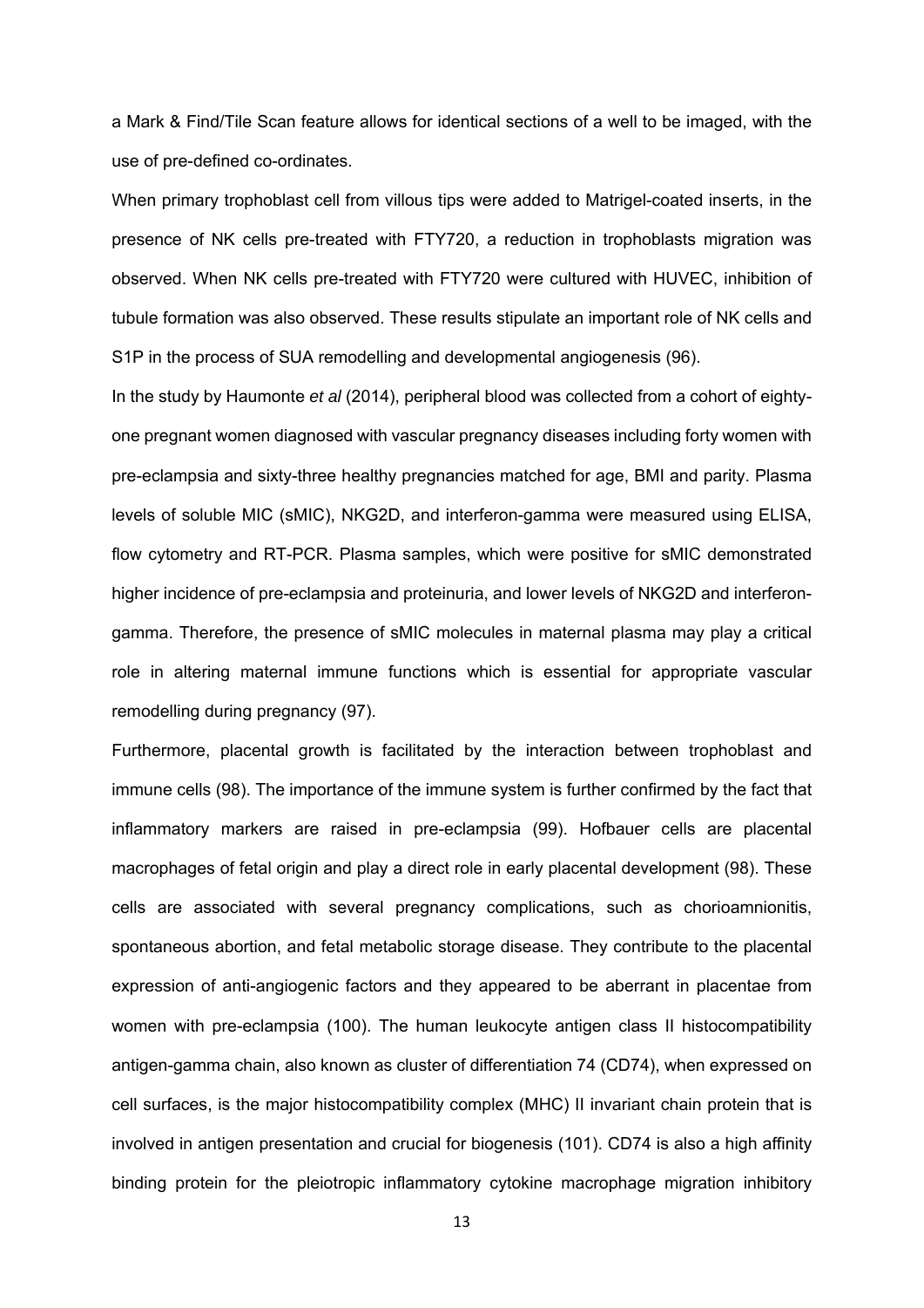a Mark & Find/Tile Scan feature allows for identical sections of a well to be imaged, with the use of pre-defined co-ordinates.

When primary trophoblast cell from villous tips were added to Matrigel-coated inserts, in the presence of NK cells pre-treated with FTY720, a reduction in trophoblasts migration was observed. When NK cells pre-treated with FTY720 were cultured with HUVEC, inhibition of tubule formation was also observed. These results stipulate an important role of NK cells and S1P in the process of SUA remodelling and developmental angiogenesis (96).

In the study by Haumonte *et al* (2014), peripheral blood was collected from a cohort of eighty-one pregnant women diagnosed with vascular pregnancy diseases including forty women with pre-eclampsia and sixty-three healthy pregnancies matched for age, BMI and parity. Plasma levels of soluble MIC (sMIC), NKG2D, and interferon-gamma were measured using ELISA, flow cytometry and RT-PCR. Plasma samples, which were positive for sMIC demonstrated higher incidence of pre-eclampsia and proteinuria, and lower levels of NKG2D and interferon-gamma. Therefore, the presence of sMIC molecules in maternal plasma may play a critical role in altering maternal immune functions which is essential for appropriate vascular remodelling during pregnancy (97).

Furthermore, placental growth is facilitated by the interaction between trophoblast and immune cells (98). The importance of the immune system is further confirmed by the fact that inflammatory markers are raised in pre-eclampsia (99). Hofbauer cells are placental macrophages of fetal origin and play a direct role in early placental development (98). These cells are associated with several pregnancy complications, such as chorioamnionitis, spontaneous abortion, and fetal metabolic storage disease. They contribute to the placental expression of anti-angiogenic factors and they appeared to be aberrant in placentae from women with pre-eclampsia (100). The human leukocyte antigen class II histocompatibility antigen-gamma chain, also known as cluster of differentiation 74 (CD74), when expressed on cell surfaces, is the major histocompatibility complex (MHC) II invariant chain protein that is involved in antigen presentation and crucial for biogenesis (101). CD74 is also a high affinity binding protein for the pleiotropic inflammatory cytokine macrophage migration inhibitory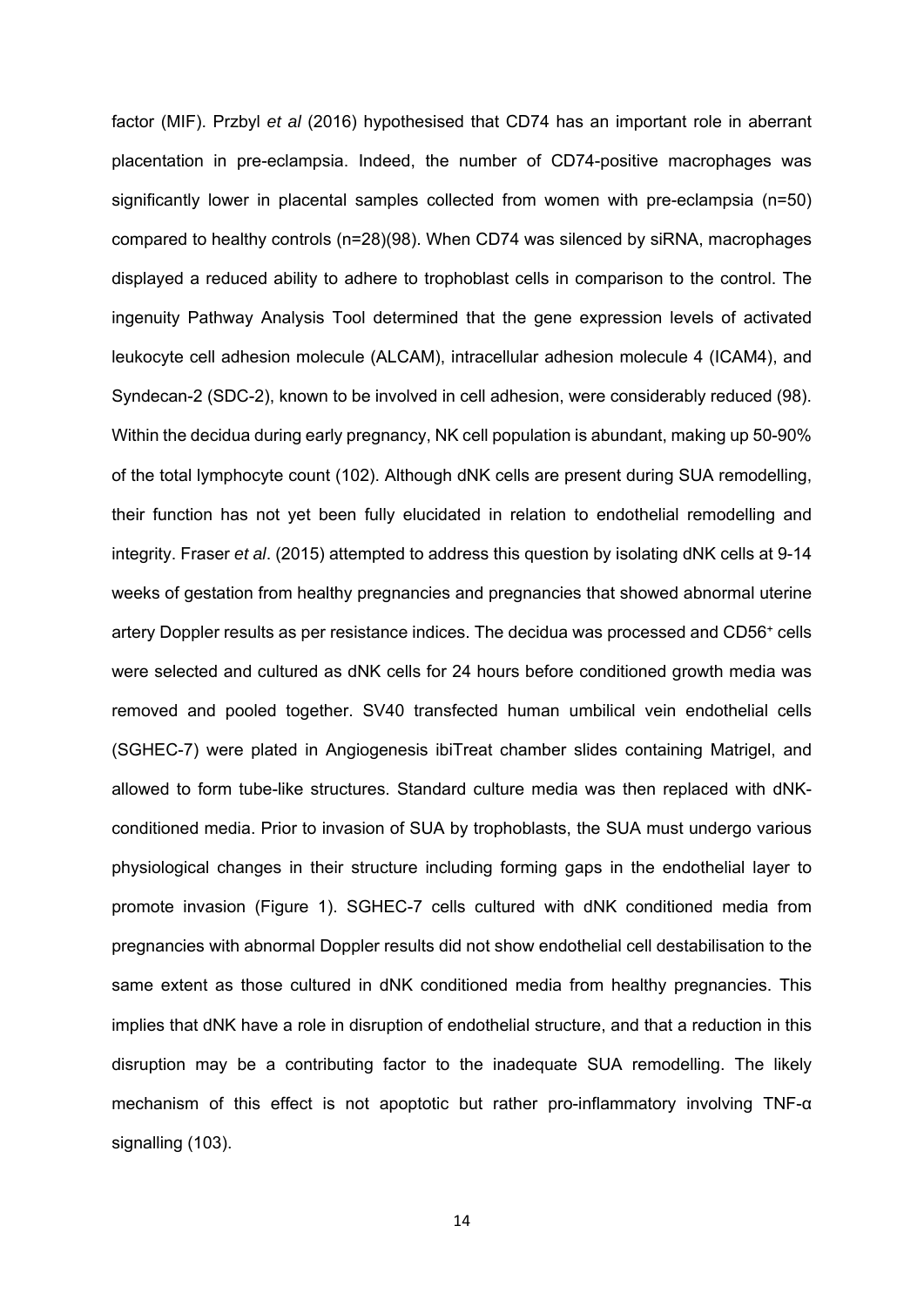factor (MIF). Przbyl *et al* (2016) hypothesised that CD74 has an important role in aberrant placentation in pre-eclampsia. Indeed, the number of CD74-positive macrophages was significantly lower in placental samples collected from women with pre-eclampsia (n=50) compared to healthy controls (n=28)(98). When CD74 was silenced by siRNA, macrophages displayed a reduced ability to adhere to trophoblast cells in comparison to the control. The ingenuity Pathway Analysis Tool determined that the gene expression levels of activated leukocyte cell adhesion molecule (ALCAM), intracellular adhesion molecule 4 (ICAM4), and Syndecan-2 (SDC-2), known to be involved in cell adhesion, were considerably reduced (98). Within the decidua during early pregnancy, NK cell population is abundant, making up 50-90% of the total lymphocyte count (102). Although dNK cells are present during SUA remodelling, their function has not yet been fully elucidated in relation to endothelial remodelling and integrity. Fraser *et al*. (2015) attempted to address this question by isolating dNK cells at 9-14 weeks of gestation from healthy pregnancies and pregnancies that showed abnormal uterine artery Doppler results as per resistance indices. The decidua was processed and $CD56^{+}$ cells were selected and cultured as dNK cells for 24 hours before conditioned growth media was removed and pooled together. SV40 transfected human umbilical vein endothelial cells (SGHEC-7) were plated in Angiogenesis ibiTreat chamber slides containing Matrigel, and allowed to form tube-like structures. Standard culture media was then replaced with dNK-conditioned media. Prior to invasion of SUA by trophoblasts, the SUA must undergo various physiological changes in their structure including forming gaps in the endothelial layer to promote invasion (Figure 1). SGHEC-7 cells cultured with dNK conditioned media from pregnancies with abnormal Doppler results did not show endothelial cell destabilisation to the same extent as those cultured in dNK conditioned media from healthy pregnancies. This implies that dNK have a role in disruption of endothelial structure, and that a reduction in this disruption may be a contributing factor to the inadequate SUA remodelling. The likely mechanism of this effect is not apoptotic but rather pro-inflammatory involving TNF-α signalling (103).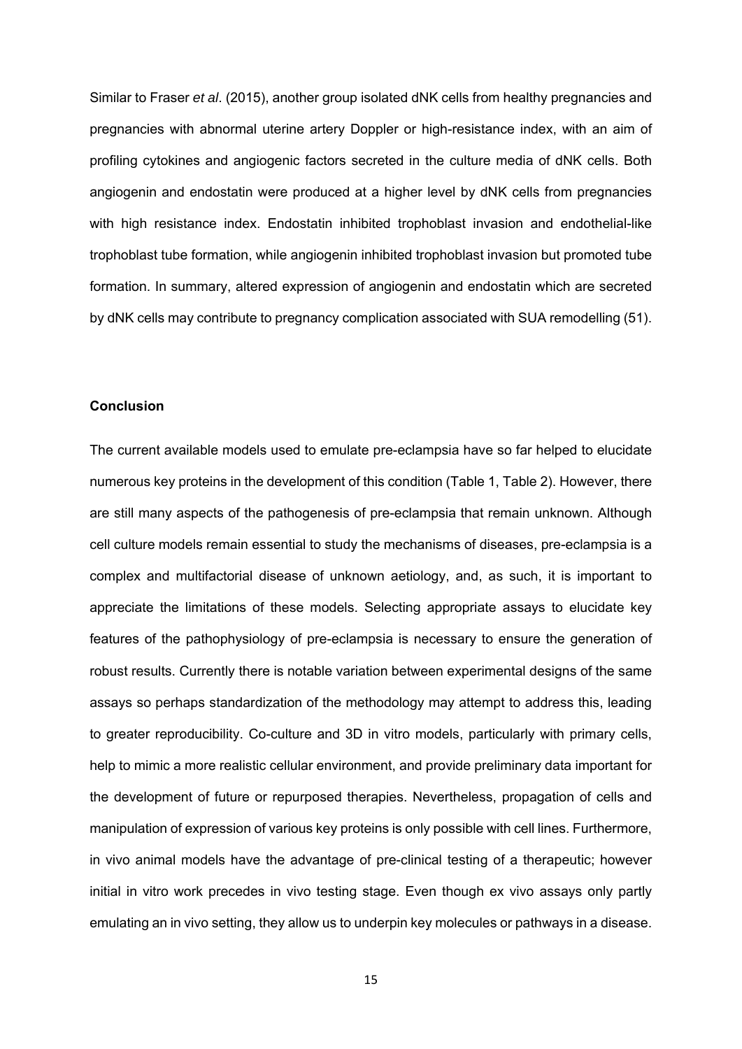Similar to Fraser *et al*. (2015), another group isolated dNK cells from healthy pregnancies and pregnancies with abnormal uterine artery Doppler or high-resistance index, with an aim of profiling cytokines and angiogenic factors secreted in the culture media of dNK cells. Both angiogenin and endostatin were produced at a higher level by dNK cells from pregnancies with high resistance index. Endostatin inhibited trophoblast invasion and endothelial-like trophoblast tube formation, while angiogenin inhibited trophoblast invasion but promoted tube formation. In summary, altered expression of angiogenin and endostatin which are secreted by dNK cells may contribute to pregnancy complication associated with SUA remodelling (51).

**Conclusion**

The current available models used to emulate pre-eclampsia have so far helped to elucidate numerous key proteins in the development of this condition (Table 1, Table 2). However, there are still many aspects of the pathogenesis of pre-eclampsia that remain unknown. Although cell culture models remain essential to study the mechanisms of diseases, pre-eclampsia is a complex and multifactorial disease of unknown aetiology, and, as such, it is important to appreciate the limitations of these models. Selecting appropriate assays to elucidate key features of the pathophysiology of pre-eclampsia is necessary to ensure the generation of robust results. Currently there is notable variation between experimental designs of the same assays so perhaps standardization of the methodology may attempt to address this, leading to greater reproducibility. Co-culture and 3D in vitro models, particularly with primary cells, help to mimic a more realistic cellular environment, and provide preliminary data important for the development of future or repurposed therapies. Nevertheless, propagation of cells and manipulation of expression of various key proteins is only possible with cell lines. Furthermore, in vivo animal models have the advantage of pre-clinical testing of a therapeutic; however initial in vitro work precedes in vivo testing stage. Even though ex vivo assays only partly emulating an in vivo setting, they allow us to underpin key molecules or pathways in a disease.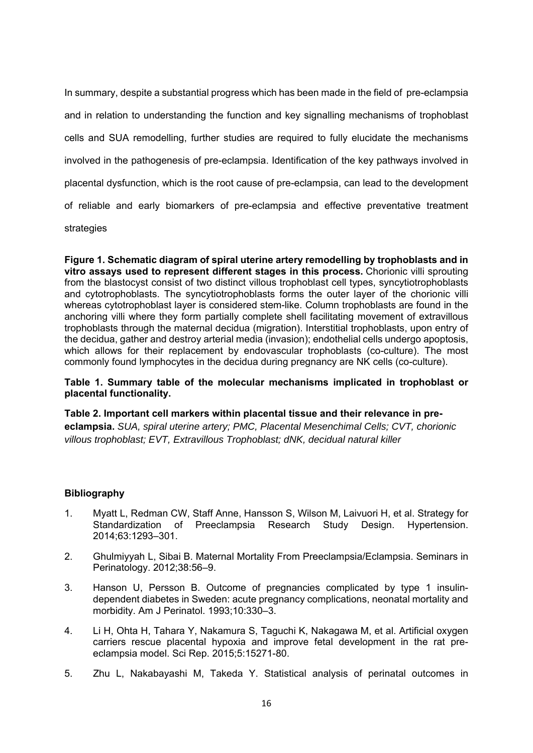In summary, despite a substantial progress which has been made in the field of pre-eclampsia and in relation to understanding the function and key signalling mechanisms of trophoblast cells and SUA remodelling, further studies are required to fully elucidate the mechanisms involved in the pathogenesis of pre-eclampsia. Identification of the key pathways involved in placental dysfunction, which is the root cause of pre-eclampsia, can lead to the development of reliable and early biomarkers of pre-eclampsia and effective preventative treatment strategies

**Figure 1. Schematic diagram of spiral uterine artery remodelling by trophoblasts and in vitro assays used to represent different stages in this process.** Chorionic villi sprouting from the blastocyst consist of two distinct villous trophoblast cell types, syncytiotrophoblasts and cytotrophoblasts. The syncytiotrophoblasts forms the outer layer of the chorionic villi whereas cytotrophoblast layer is considered stem-like. Column trophoblasts are found in the anchoring villi where they form partially complete shell facilitating movement of extravillous trophoblasts through the maternal decidua (migration). Interstitial trophoblasts, upon entry of the decidua, gather and destroy arterial media (invasion); endothelial cells undergo apoptosis, which allows for their replacement by endovascular trophoblasts (co-culture). The most commonly found lymphocytes in the decidua during pregnancy are NK cells (co-culture).

**Table 1. Summary table of the molecular mechanisms implicated in trophoblast or placental functionality.**

**Table 2. Important cell markers within placental tissue and their relevance in pre-eclampsia.** *SUA, spiral uterine artery; PMC, Placental Mesenchimal Cells; CVT, chorionic villous trophoblast; EVT, Extravillous Trophoblast; dNK, decidual natural killer*

## Bibliography

1. Myatt L, Redman CW, Staff Anne, Hansson S, Wilson M, Laivuori H, et al. Strategy for Standardization of Preeclampsia Research Study Design. Hypertension. 2014;63:1293–301.
2. Ghulmiyyah L, Sibai B. Maternal Mortality From Preeclampsia/Eclampsia. Seminars in Perinatology. 2012;38:56–9.
3. Hanson U, Persson B. Outcome of pregnancies complicated by type 1 insulin-dependent diabetes in Sweden: acute pregnancy complications, neonatal mortality and morbidity. Am J Perinatol. 1993;10:330–3.
4. Li H, Ohta H, Tahara Y, Nakamura S, Taguchi K, Nakagawa M, et al. Artificial oxygen carriers rescue placental hypoxia and improve fetal development in the rat pre-eclampsia model. Sci Rep. 2015;5:15271-80.
5. Zhu L, Nakabayashi M, Takeda Y. Statistical analysis of perinatal outcomes in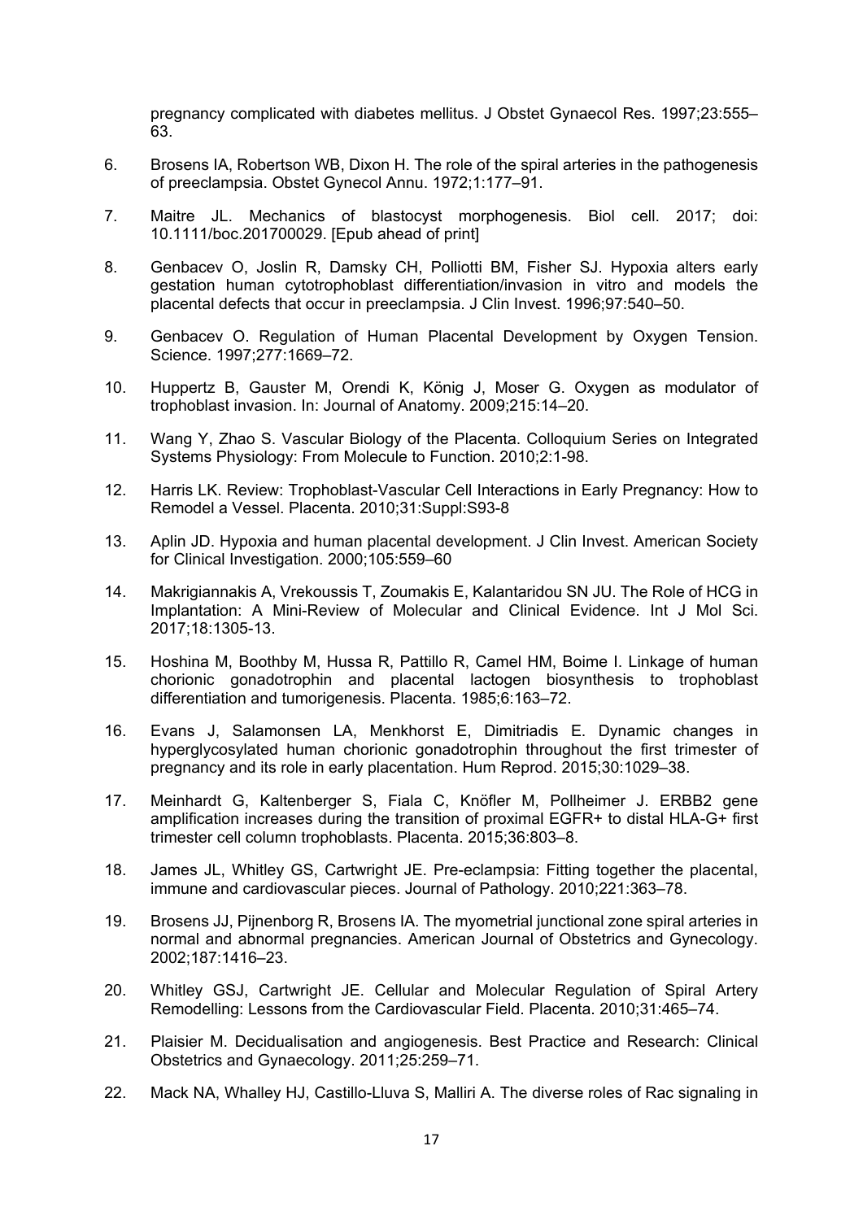pregnancy complicated with diabetes mellitus. J Obstet Gynaecol Res. 1997;23:555–63.

6. Brosens IA, Robertson WB, Dixon H. The role of the spiral arteries in the pathogenesis of preeclampsia. Obstet Gynecol Annu. 1972;1:177–91.

7. Maitre JL. Mechanics of blastocyst morphogenesis. Biol cell. 2017; doi: 10.1111/boc.201700029. [Epub ahead of print]

8. Genbacev O, Joslin R, Damsky CH, Polliotti BM, Fisher SJ. Hypoxia alters early gestation human cytotrophoblast differentiation/invasion in vitro and models the placental defects that occur in preeclampsia. J Clin Invest. 1996;97:540–50.

9. Genbacev O. Regulation of Human Placental Development by Oxygen Tension. Science. 1997;277:1669–72.

10. Huppertz B, Gauster M, Orendi K, König J, Moser G. Oxygen as modulator of trophoblast invasion. In: Journal of Anatomy. 2009;215:14–20.

11. Wang Y, Zhao S. Vascular Biology of the Placenta. Colloquium Series on Integrated Systems Physiology: From Molecule to Function. 2010;2:1-98.

12. Harris LK. Review: Trophoblast-Vascular Cell Interactions in Early Pregnancy: How to Remodel a Vessel. Placenta. 2010;31:Suppl:S93-8

13. Aplin JD. Hypoxia and human placental development. J Clin Invest. American Society for Clinical Investigation. 2000;105:559–60

14. Makrigiannakis A, Vrekoussis T, Zoumakis E, Kalantaridou SN JU. The Role of HCG in Implantation: A Mini-Review of Molecular and Clinical Evidence. Int J Mol Sci. 2017;18:1305-13.

15. Hoshina M, Boothby M, Hussa R, Pattillo R, Camel HM, Boime I. Linkage of human chorionic gonadotrophin and placental lactogen biosynthesis to trophoblast differentiation and tumorigenesis. Placenta. 1985;6:163–72.

16. Evans J, Salamonsen LA, Menkhorst E, Dimitriadis E. Dynamic changes in hyperglycosylated human chorionic gonadotrophin throughout the first trimester of pregnancy and its role in early placentation. Hum Reprod. 2015;30:1029–38.

17. Meinhardt G, Kaltenberger S, Fiala C, Knöfler M, Pollheimer J. ERBB2 gene amplification increases during the transition of proximal EGFR+ to distal HLA-G+ first trimester cell column trophoblasts. Placenta. 2015;36:803–8.

18. James JL, Whitley GS, Cartwright JE. Pre-eclampsia: Fitting together the placental, immune and cardiovascular pieces. Journal of Pathology. 2010;221:363–78.

19. Brosens JJ, Pijnenborg R, Brosens IA. The myometrial junctional zone spiral arteries in normal and abnormal pregnancies. American Journal of Obstetrics and Gynecology. 2002;187:1416–23.

20. Whitley GSJ, Cartwright JE. Cellular and Molecular Regulation of Spiral Artery Remodelling: Lessons from the Cardiovascular Field. Placenta. 2010;31:465–74.

21. Plaisier M. Decidualisation and angiogenesis. Best Practice and Research: Clinical Obstetrics and Gynaecology. 2011;25:259–71.

22. Mack NA, Whalley HJ, Castillo-Lluva S, Malliri A. The diverse roles of Rac signaling in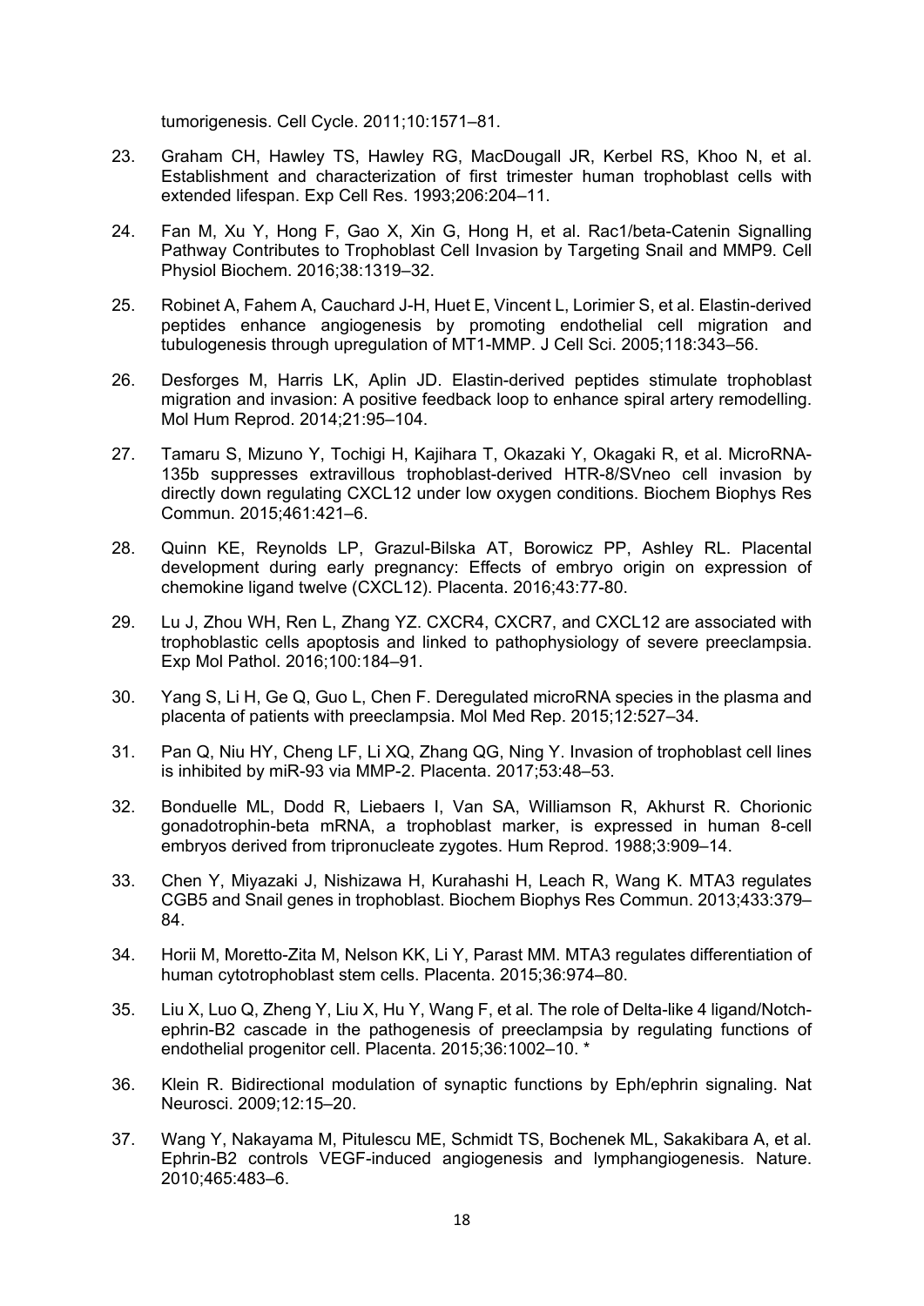tumorigenesis. Cell Cycle. 2011;10:1571–81.

23. Graham CH, Hawley TS, Hawley RG, MacDougall JR, Kerbel RS, Khoo N, et al. Establishment and characterization of first trimester human trophoblast cells with extended lifespan. Exp Cell Res. 1993;206:204–11.

24. Fan M, Xu Y, Hong F, Gao X, Xin G, Hong H, et al. Rac1/beta-Catenin Signalling Pathway Contributes to Trophoblast Cell Invasion by Targeting Snail and MMP9. Cell Physiol Biochem. 2016;38:1319–32.

25. Robinet A, Fahem A, Cauchard J-H, Huet E, Vincent L, Lorimier S, et al. Elastin-derived peptides enhance angiogenesis by promoting endothelial cell migration and tubulogenesis through upregulation of MT1-MMP. J Cell Sci. 2005;118:343–56.

26. Desforges M, Harris LK, Aplin JD. Elastin-derived peptides stimulate trophoblast migration and invasion: A positive feedback loop to enhance spiral artery remodelling. Mol Hum Reprod. 2014;21:95–104.

27. Tamaru S, Mizuno Y, Tochigi H, Kajihara T, Okazaki Y, Okagaki R, et al. MicroRNA-135b suppresses extravillous trophoblast-derived HTR-8/SVneo cell invasion by directly down regulating CXCL12 under low oxygen conditions. Biochem Biophys Res Commun. 2015;461:421–6.

28. Quinn KE, Reynolds LP, Grazul-Bilska AT, Borowicz PP, Ashley RL. Placental development during early pregnancy: Effects of embryo origin on expression of chemokine ligand twelve (CXCL12). Placenta. 2016;43:77-80.

29. Lu J, Zhou WH, Ren L, Zhang YZ. CXCR4, CXCR7, and CXCL12 are associated with trophoblastic cells apoptosis and linked to pathophysiology of severe preeclampsia. Exp Mol Pathol. 2016;100:184–91.

30. Yang S, Li H, Ge Q, Guo L, Chen F. Deregulated microRNA species in the plasma and placenta of patients with preeclampsia. Mol Med Rep. 2015;12:527–34.

31. Pan Q, Niu HY, Cheng LF, Li XQ, Zhang QG, Ning Y. Invasion of trophoblast cell lines is inhibited by miR-93 via MMP-2. Placenta. 2017;53:48–53.

32. Bonduelle ML, Dodd R, Liebaers I, Van SA, Williamson R, Akhurst R. Chorionic gonadotrophin-beta mRNA, a trophoblast marker, is expressed in human 8-cell embryos derived from tripronucleate zygotes. Hum Reprod. 1988;3:909–14.

33. Chen Y, Miyazaki J, Nishizawa H, Kurahashi H, Leach R, Wang K. MTA3 regulates CGB5 and Snail genes in trophoblast. Biochem Biophys Res Commun. 2013;433:379–84.

34. Horii M, Moretto-Zita M, Nelson KK, Li Y, Parast MM. MTA3 regulates differentiation of human cytotrophoblast stem cells. Placenta. 2015;36:974–80.

35. Liu X, Luo Q, Zheng Y, Liu X, Hu Y, Wang F, et al. The role of Delta-like 4 ligand/Notch-ephrin-B2 cascade in the pathogenesis of preeclampsia by regulating functions of endothelial progenitor cell. Placenta. 2015;36:1002–10. *

36. Klein R. Bidirectional modulation of synaptic functions by Eph/ephrin signaling. Nat Neurosci. 2009;12:15–20.

37. Wang Y, Nakayama M, Pitulescu ME, Schmidt TS, Bochenek ML, Sakakibara A, et al. Ephrin-B2 controls VEGF-induced angiogenesis and lymphangiogenesis. Nature. 2010;465:483–6.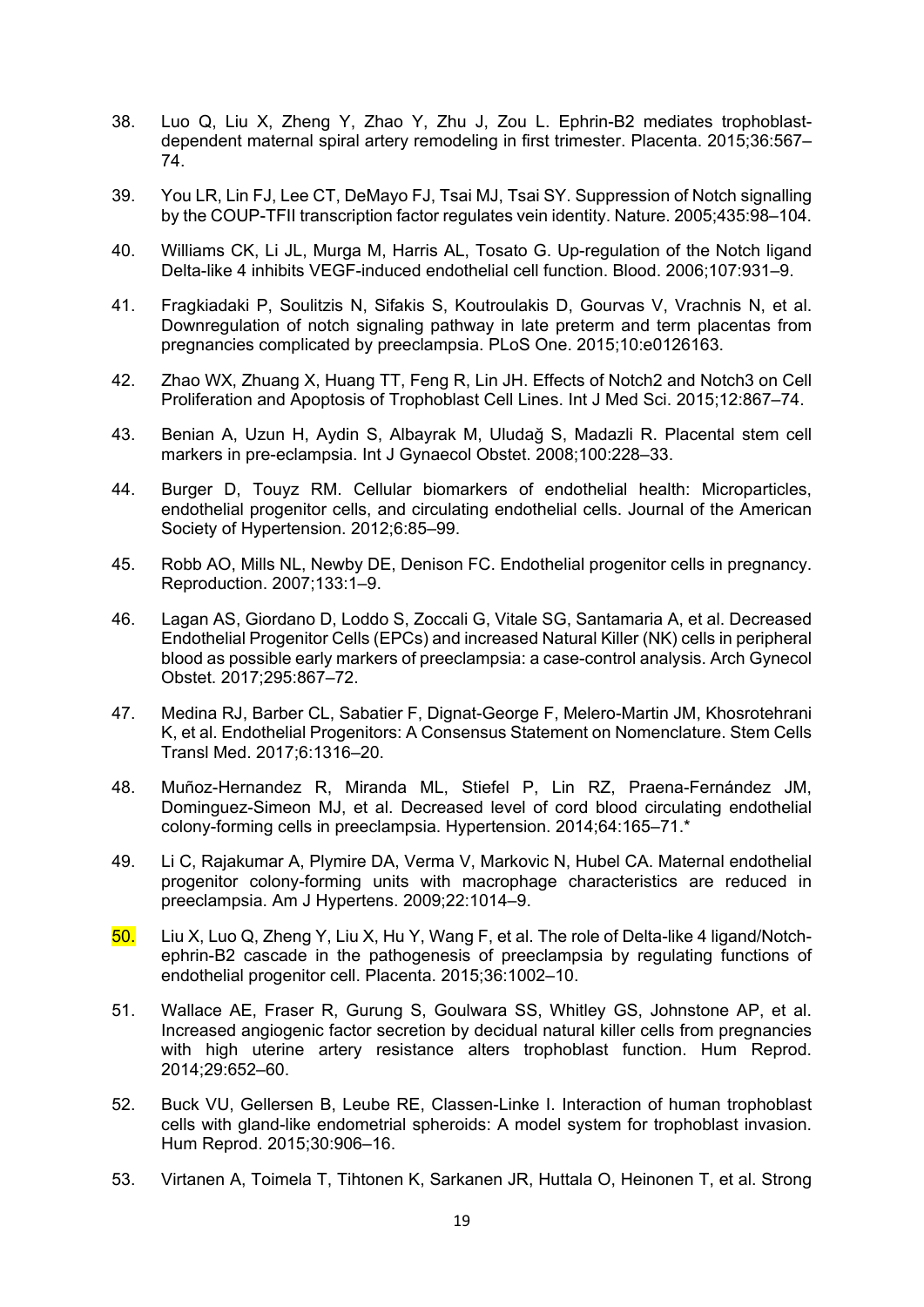38. Luo Q, Liu X, Zheng Y, Zhao Y, Zhu J, Zou L. Ephrin-B2 mediates trophoblast-dependent maternal spiral artery remodeling in first trimester. Placenta. 2015;36:567–74.

39. You LR, Lin FJ, Lee CT, DeMayo FJ, Tsai MJ, Tsai SY. Suppression of Notch signalling by the COUP-TFII transcription factor regulates vein identity. Nature. 2005;435:98–104.

40. Williams CK, Li JL, Murga M, Harris AL, Tosato G. Up-regulation of the Notch ligand Delta-like 4 inhibits VEGF-induced endothelial cell function. Blood. 2006;107:931–9.

41. Fragkiadaki P, Soulitzis N, Sifakis S, Koutroulakis D, Gourvas V, Vrachnis N, et al. Downregulation of notch signaling pathway in late preterm and term placentas from pregnancies complicated by preeclampsia. PLoS One. 2015;10:e0126163.

42. Zhao WX, Zhuang X, Huang TT, Feng R, Lin JH. Effects of Notch2 and Notch3 on Cell Proliferation and Apoptosis of Trophoblast Cell Lines. Int J Med Sci. 2015;12:867–74.

43. Benian A, Uzun H, Aydin S, Albayrak M, Uludağ S, Madazli R. Placental stem cell markers in pre-eclampsia. Int J Gynaecol Obstet. 2008;100:228–33.

44. Burger D, Touyz RM. Cellular biomarkers of endothelial health: Microparticles, endothelial progenitor cells, and circulating endothelial cells. Journal of the American Society of Hypertension. 2012;6:85–99.

45. Robb AO, Mills NL, Newby DE, Denison FC. Endothelial progenitor cells in pregnancy. Reproduction. 2007;133:1–9.

46. Lagan AS, Giordano D, Loddo S, Zoccali G, Vitale SG, Santamaria A, et al. Decreased Endothelial Progenitor Cells (EPCs) and increased Natural Killer (NK) cells in peripheral blood as possible early markers of preeclampsia: a case-control analysis. Arch Gynecol Obstet. 2017;295:867–72.

47. Medina RJ, Barber CL, Sabatier F, Dignat-George F, Melero-Martin JM, Khosrotehrani K, et al. Endothelial Progenitors: A Consensus Statement on Nomenclature. Stem Cells Transl Med. 2017;6:1316–20.

48. Muñoz-Hernandez R, Miranda ML, Stiefel P, Lin RZ, Praena-Fernández JM, Dominguez-Simeon MJ, et al. Decreased level of cord blood circulating endothelial colony-forming cells in preeclampsia. Hypertension. 2014;64:165–71.*

49. Li C, Rajakumar A, Plymire DA, Verma V, Markovic N, Hubel CA. Maternal endothelial progenitor colony-forming units with macrophage characteristics are reduced in preeclampsia. Am J Hypertens. 2009;22:1014–9.

50. Liu X, Luo Q, Zheng Y, Liu X, Hu Y, Wang F, et al. The role of Delta-like 4 ligand/Notch-ephrin-B2 cascade in the pathogenesis of preeclampsia by regulating functions of endothelial progenitor cell. Placenta. 2015;36:1002–10.

51. Wallace AE, Fraser R, Gurung S, Goulwara SS, Whitley GS, Johnstone AP, et al. Increased angiogenic factor secretion by decidual natural killer cells from pregnancies with high uterine artery resistance alters trophoblast function. Hum Reprod. 2014;29:652–60.

52. Buck VU, Gellersen B, Leube RE, Classen-Linke I. Interaction of human trophoblast cells with gland-like endometrial spheroids: A model system for trophoblast invasion. Hum Reprod. 2015;30:906–16.

53. Virtanen A, Toimela T, Tihtonen K, Sarkanen JR, Huttala O, Heinonen T, et al. Strong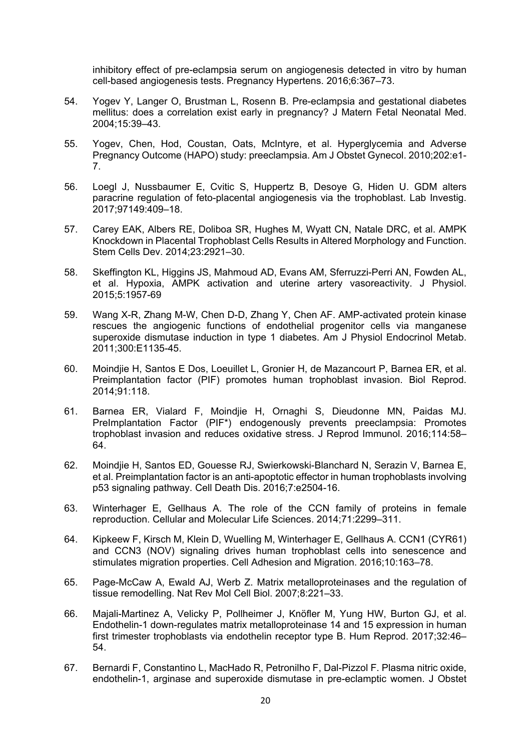inhibitory effect of pre-eclampsia serum on angiogenesis detected in vitro by human cell-based angiogenesis tests. Pregnancy Hypertens. 2016;6:367–73.

54. Yogev Y, Langer O, Brustman L, Rosenn B. Pre-eclampsia and gestational diabetes mellitus: does a correlation exist early in pregnancy? J Matern Fetal Neonatal Med. 2004;15:39–43.

55. Yogev, Chen, Hod, Coustan, Oats, McIntyre, et al. Hyperglycemia and Adverse Pregnancy Outcome (HAPO) study: preeclampsia. Am J Obstet Gynecol. 2010;202:e1-7.

56. Loegl J, Nussbaumer E, Cvitic S, Huppertz B, Desoye G, Hiden U. GDM alters paracrine regulation of feto-placental angiogenesis via the trophoblast. Lab Investig. 2017;97149:409–18.

57. Carey EAK, Albers RE, Doliboa SR, Hughes M, Wyatt CN, Natale DRC, et al. AMPK Knockdown in Placental Trophoblast Cells Results in Altered Morphology and Function. Stem Cells Dev. 2014;23:2921–30.

58. Skeffington KL, Higgins JS, Mahmoud AD, Evans AM, Sferruzzi-Perri AN, Fowden AL, et al. Hypoxia, AMPK activation and uterine artery vasoreactivity. J Physiol. 2015;5:1957-69

59. Wang X-R, Zhang M-W, Chen D-D, Zhang Y, Chen AF. AMP-activated protein kinase rescues the angiogenic functions of endothelial progenitor cells via manganese superoxide dismutase induction in type 1 diabetes. Am J Physiol Endocrinol Metab. 2011;300:E1135-45.

60. Moindjie H, Santos E Dos, Loeuillet L, Gronier H, de Mazancourt P, Barnea ER, et al. Preimplantation factor (PIF) promotes human trophoblast invasion. Biol Reprod. 2014;91:118.

61. Barnea ER, Vialard F, Moindjie H, Ornaghi S, Dieudonne MN, Paidas MJ. PreImplantation Factor (PIF*) endogenously prevents preeclampsia: Promotes trophoblast invasion and reduces oxidative stress. J Reprod Immunol. 2016;114:58–64.

62. Moindjie H, Santos ED, Gouesse RJ, Swierkowski-Blanchard N, Serazin V, Barnea E, et al. Preimplantation factor is an anti-apoptotic effector in human trophoblasts involving p53 signaling pathway. Cell Death Dis. 2016;7:e2504-16.

63. Winterhager E, Gellhaus A. The role of the CCN family of proteins in female reproduction. Cellular and Molecular Life Sciences. 2014;71:2299–311.

64. Kipkeew F, Kirsch M, Klein D, Wuelling M, Winterhager E, Gellhaus A. CCN1 (CYR61) and CCN3 (NOV) signaling drives human trophoblast cells into senescence and stimulates migration properties. Cell Adhesion and Migration. 2016;10:163–78.

65. Page-McCaw A, Ewald AJ, Werb Z. Matrix metalloproteinases and the regulation of tissue remodelling. Nat Rev Mol Cell Biol. 2007;8:221–33.

66. Majali-Martinez A, Velicky P, Pollheimer J, Knöfler M, Yung HW, Burton GJ, et al. Endothelin-1 down-regulates matrix metalloproteinase 14 and 15 expression in human first trimester trophoblasts via endothelin receptor type B. Hum Reprod. 2017;32:46–54.

67. Bernardi F, Constantino L, MacHado R, Petronilho F, Dal-Pizzol F. Plasma nitric oxide, endothelin-1, arginase and superoxide dismutase in pre-eclamptic women. J Obstet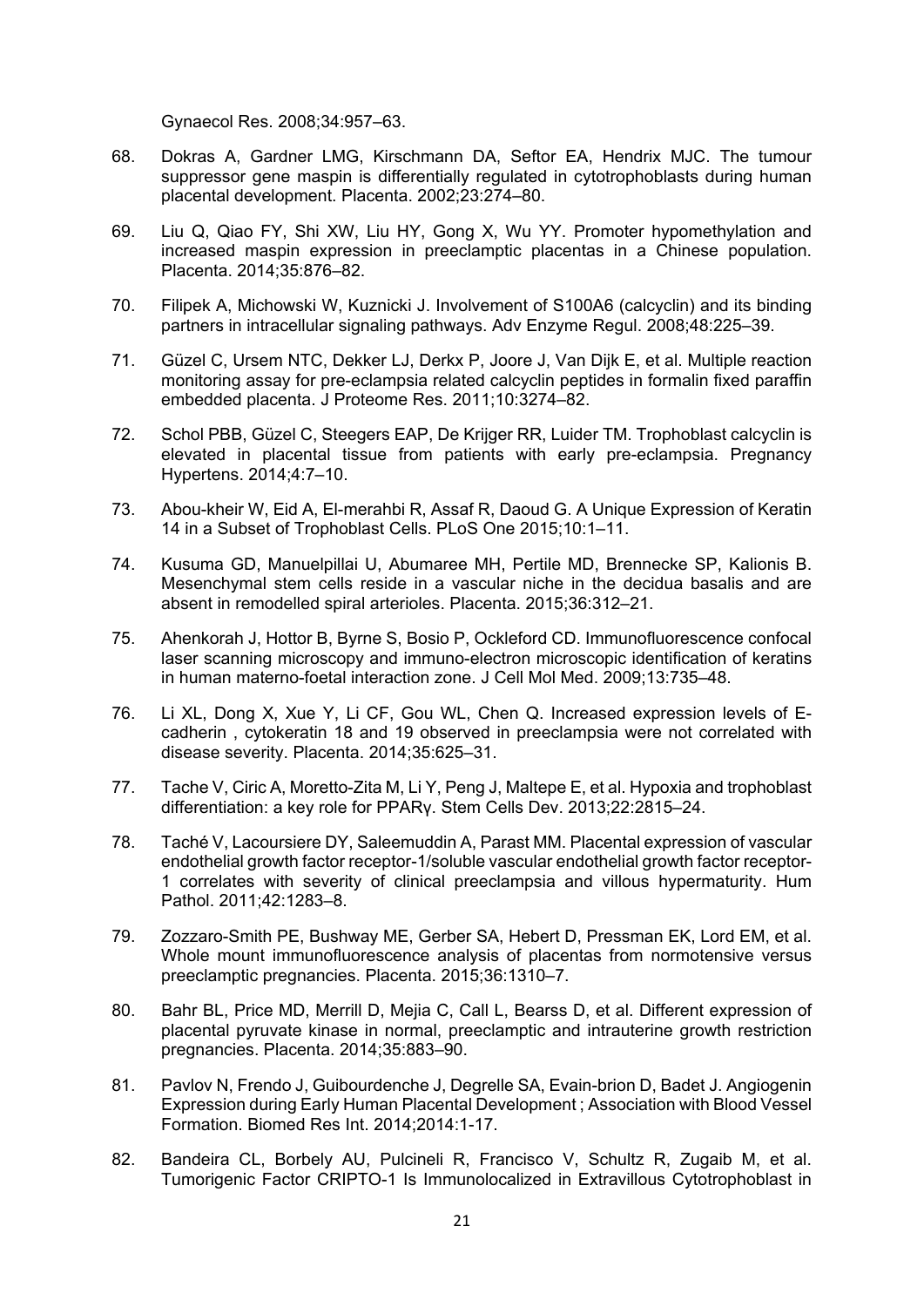Gynaecol Res. 2008;34:957–63.

68. Dokras A, Gardner LMG, Kirschmann DA, Seftor EA, Hendrix MJC. The tumour suppressor gene maspin is differentially regulated in cytotrophoblasts during human placental development. Placenta. 2002;23:274–80.

69. Liu Q, Qiao FY, Shi XW, Liu HY, Gong X, Wu YY. Promoter hypomethylation and increased maspin expression in preeclamptic placentas in a Chinese population. Placenta. 2014;35:876–82.

70. Filipek A, Michowski W, Kuznicki J. Involvement of S100A6 (calcyclin) and its binding partners in intracellular signaling pathways. Adv Enzyme Regul. 2008;48:225–39.

71. Güzel C, Ursem NTC, Dekker LJ, Derkx P, Joore J, Van Dijk E, et al. Multiple reaction monitoring assay for pre-eclampsia related calcyclin peptides in formalin fixed paraffin embedded placenta. J Proteome Res. 2011;10:3274–82.

72. Schol PBB, Güzel C, Steegers EAP, De Krijger RR, Luider TM. Trophoblast calcyclin is elevated in placental tissue from patients with early pre-eclampsia. Pregnancy Hypertens. 2014;4:7–10.

73. Abou-kheir W, Eid A, El-merahbi R, Assaf R, Daoud G. A Unique Expression of Keratin 14 in a Subset of Trophoblast Cells. PLoS One 2015;10:1–11.

74. Kusuma GD, Manuelpillai U, Abumaree MH, Pertile MD, Brennecke SP, Kalionis B. Mesenchymal stem cells reside in a vascular niche in the decidua basalis and are absent in remodelled spiral arterioles. Placenta. 2015;36:312–21.

75. Ahenkorah J, Hottor B, Byrne S, Bosio P, Ockleford CD. Immunofluorescence confocal laser scanning microscopy and immuno-electron microscopic identification of keratins in human materno-foetal interaction zone. J Cell Mol Med. 2009;13:735–48.

76. Li XL, Dong X, Xue Y, Li CF, Gou WL, Chen Q. Increased expression levels of E-cadherin , cytokeratin 18 and 19 observed in preeclampsia were not correlated with disease severity. Placenta. 2014;35:625–31.

77. Tache V, Ciric A, Moretto-Zita M, Li Y, Peng J, Maltepe E, et al. Hypoxia and trophoblast differentiation: a key role for PPARγ. Stem Cells Dev. 2013;22:2815–24.

78. Taché V, Lacoursiere DY, Saleemuddin A, Parast MM. Placental expression of vascular endothelial growth factor receptor-1/soluble vascular endothelial growth factor receptor-1 correlates with severity of clinical preeclampsia and villous hypermaturity. Hum Pathol. 2011;42:1283–8.

79. Zozzaro-Smith PE, Bushway ME, Gerber SA, Hebert D, Pressman EK, Lord EM, et al. Whole mount immunofluorescence analysis of placentas from normotensive versus preeclamptic pregnancies. Placenta. 2015;36:1310–7.

80. Bahr BL, Price MD, Merrill D, Mejia C, Call L, Bearss D, et al. Different expression of placental pyruvate kinase in normal, preeclamptic and intrauterine growth restriction pregnancies. Placenta. 2014;35:883–90.

81. Pavlov N, Frendo J, Guibourdenche J, Degrelle SA, Evain-brion D, Badet J. Angiogenin Expression during Early Human Placental Development ; Association with Blood Vessel Formation. Biomed Res Int. 2014;2014:1-17.

82. Bandeira CL, Borbely AU, Pulcineli R, Francisco V, Schultz R, Zugaib M, et al. Tumorigenic Factor CRIPTO-1 Is Immunolocalized in Extravillous Cytotrophoblast in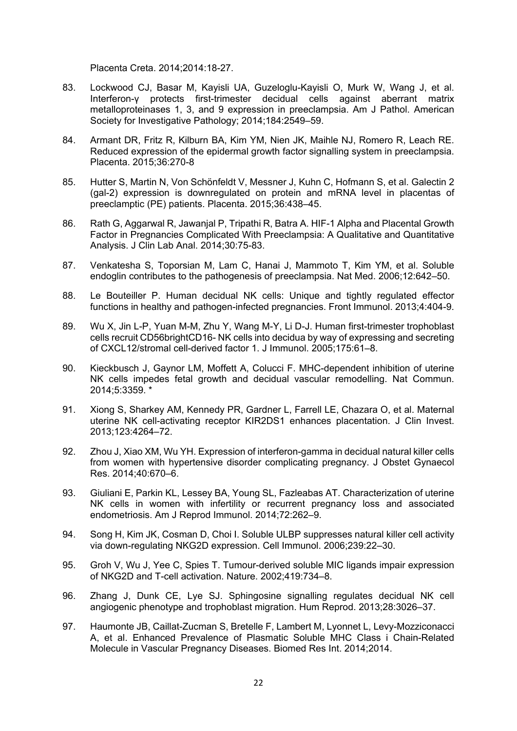Placenta Creta. 2014;2014:18-27.

83. Lockwood CJ, Basar M, Kayisli UA, Guzeloglu-Kayisli O, Murk W, Wang J, et al. Interferon-γ protects first-trimester decidual cells against aberrant matrix metalloproteinases 1, 3, and 9 expression in preeclampsia. Am J Pathol. American Society for Investigative Pathology; 2014;184:2549–59.

84. Armant DR, Fritz R, Kilburn BA, Kim YM, Nien JK, Maihle NJ, Romero R, Leach RE. Reduced expression of the epidermal growth factor signalling system in preeclampsia. Placenta. 2015;36:270-8

85. Hutter S, Martin N, Von Schönfeldt V, Messner J, Kuhn C, Hofmann S, et al. Galectin 2 (gal-2) expression is downregulated on protein and mRNA level in placentas of preeclamptic (PE) patients. Placenta. 2015;36:438–45.

86. Rath G, Aggarwal R, Jawanjal P, Tripathi R, Batra A. HIF-1 Alpha and Placental Growth Factor in Pregnancies Complicated With Preeclampsia: A Qualitative and Quantitative Analysis. J Clin Lab Anal. 2014;30:75-83.

87. Venkatesha S, Toporsian M, Lam C, Hanai J, Mammoto T, Kim YM, et al. Soluble endoglin contributes to the pathogenesis of preeclampsia. Nat Med. 2006;12:642–50.

88. Le Bouteiller P. Human decidual NK cells: Unique and tightly regulated effector functions in healthy and pathogen-infected pregnancies. Front Immunol. 2013;4:404-9.

89. Wu X, Jin L-P, Yuan M-M, Zhu Y, Wang M-Y, Li D-J. Human first-trimester trophoblast cells recruit CD56brightCD16- NK cells into decidua by way of expressing and secreting of CXCL12/stromal cell-derived factor 1. J Immunol. 2005;175:61–8.

90. Kieckbusch J, Gaynor LM, Moffett A, Colucci F. MHC-dependent inhibition of uterine NK cells impedes fetal growth and decidual vascular remodelling. Nat Commun. 2014;5:3359. *

91. Xiong S, Sharkey AM, Kennedy PR, Gardner L, Farrell LE, Chazara O, et al. Maternal uterine NK cell-activating receptor KIR2DS1 enhances placentation. J Clin Invest. 2013;123:4264–72.

92. Zhou J, Xiao XM, Wu YH. Expression of interferon-gamma in decidual natural killer cells from women with hypertensive disorder complicating pregnancy. J Obstet Gynaecol Res. 2014;40:670–6.

93. Giuliani E, Parkin KL, Lessey BA, Young SL, Fazleabas AT. Characterization of uterine NK cells in women with infertility or recurrent pregnancy loss and associated endometriosis. Am J Reprod Immunol. 2014;72:262–9.

94. Song H, Kim JK, Cosman D, Choi I. Soluble ULBP suppresses natural killer cell activity via down-regulating NKG2D expression. Cell Immunol. 2006;239:22–30.

95. Groh V, Wu J, Yee C, Spies T. Tumour-derived soluble MIC ligands impair expression of NKG2D and T-cell activation. Nature. 2002;419:734–8.

96. Zhang J, Dunk CE, Lye SJ. Sphingosine signalling regulates decidual NK cell angiogenic phenotype and trophoblast migration. Hum Reprod. 2013;28:3026–37.

97. Haumonte JB, Caillat-Zucman S, Bretelle F, Lambert M, Lyonnet L, Levy-Mozziconacci A, et al. Enhanced Prevalence of Plasmatic Soluble MHC Class i Chain-Related Molecule in Vascular Pregnancy Diseases. Biomed Res Int. 2014;2014.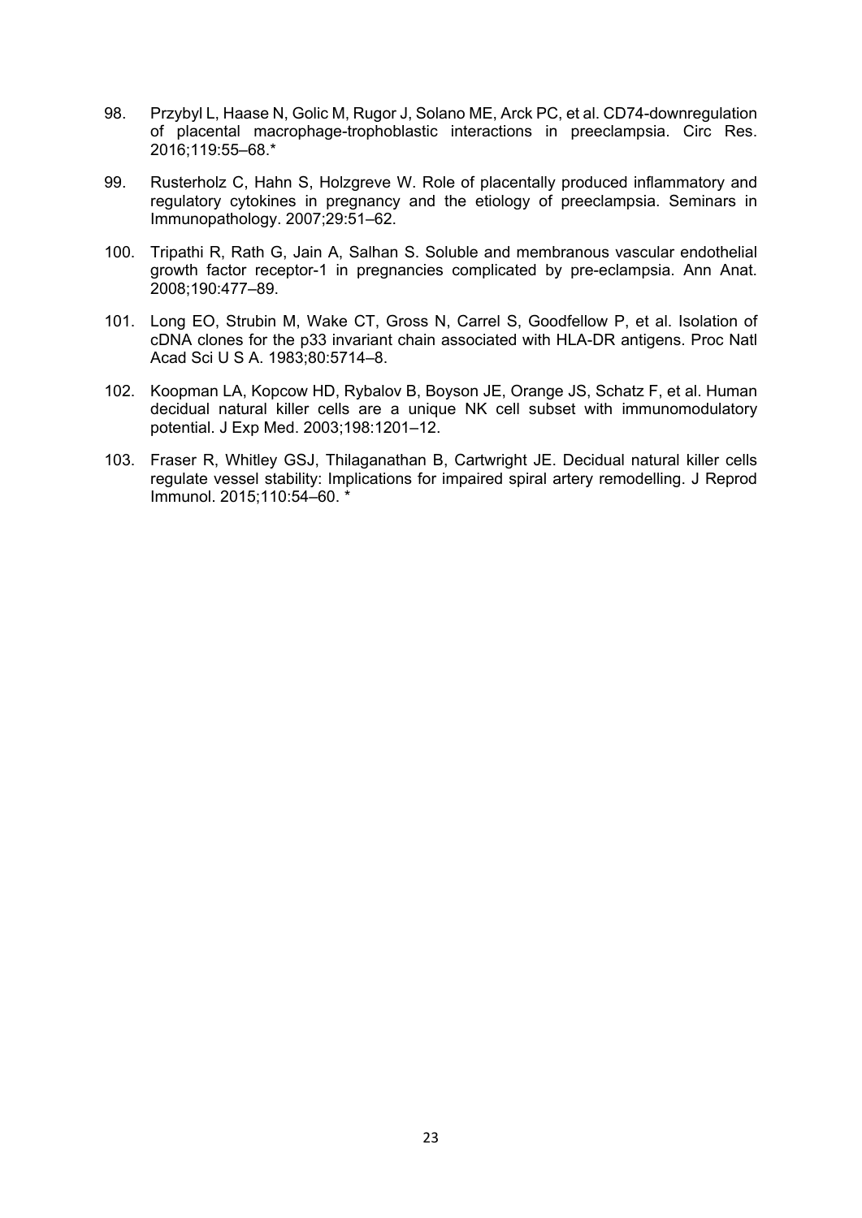98. Przybyl L, Haase N, Golic M, Rugor J, Solano ME, Arck PC, et al. CD74-downregulation of placental macrophage-trophoblastic interactions in preeclampsia. Circ Res. 2016;119:55–68.*

99. Rusterholz C, Hahn S, Holzgreve W. Role of placentally produced inflammatory and regulatory cytokines in pregnancy and the etiology of preeclampsia. Seminars in Immunopathology. 2007;29:51–62.

100. Tripathi R, Rath G, Jain A, Salhan S. Soluble and membranous vascular endothelial growth factor receptor-1 in pregnancies complicated by pre-eclampsia. Ann Anat. 2008;190:477–89.

101. Long EO, Strubin M, Wake CT, Gross N, Carrel S, Goodfellow P, et al. Isolation of cDNA clones for the p33 invariant chain associated with HLA-DR antigens. Proc Natl Acad Sci U S A. 1983;80:5714–8.

102. Koopman LA, Kopcow HD, Rybalov B, Boyson JE, Orange JS, Schatz F, et al. Human decidual natural killer cells are a unique NK cell subset with immunomodulatory potential. J Exp Med. 2003;198:1201–12.

103. Fraser R, Whitley GSJ, Thilaganathan B, Cartwright JE. Decidual natural killer cells regulate vessel stability: Implications for impaired spiral artery remodelling. J Reprod Immunol. 2015;110:54–60. *